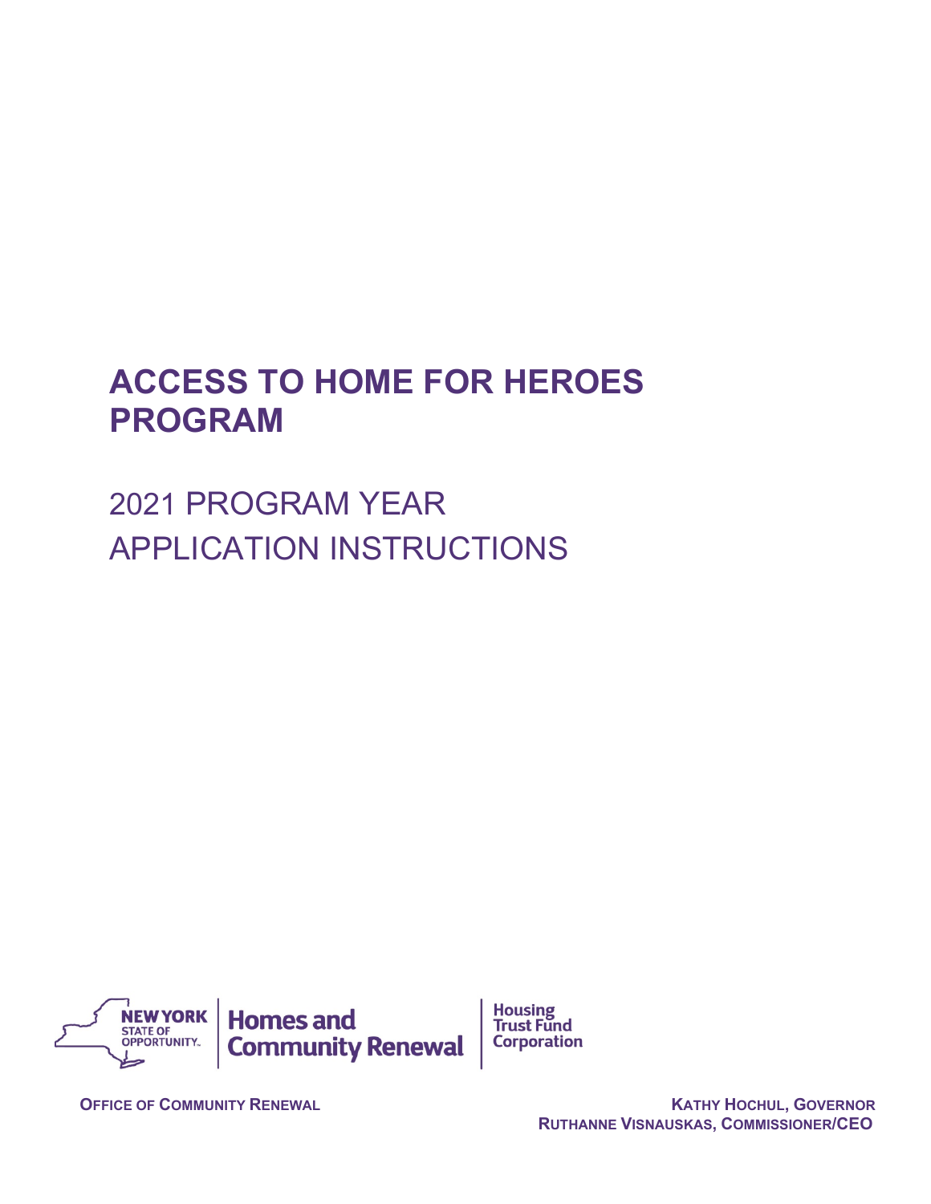# ACCESS TO HOME FOR HEROES PROGRAM

## 2021 PROGRAM YEAR
## APPLICATION INSTRUCTIONS

NEW YORK STATE OF OPPORTUNITY | Homes and Community Renewal | Housing Trust Fund Corporation

OFFICE OF COMMUNITY RENEWAL

KATHY HOCHUL, GOVERNOR
RUTHANNE VISNAUSKAS, COMMISSIONER/CEO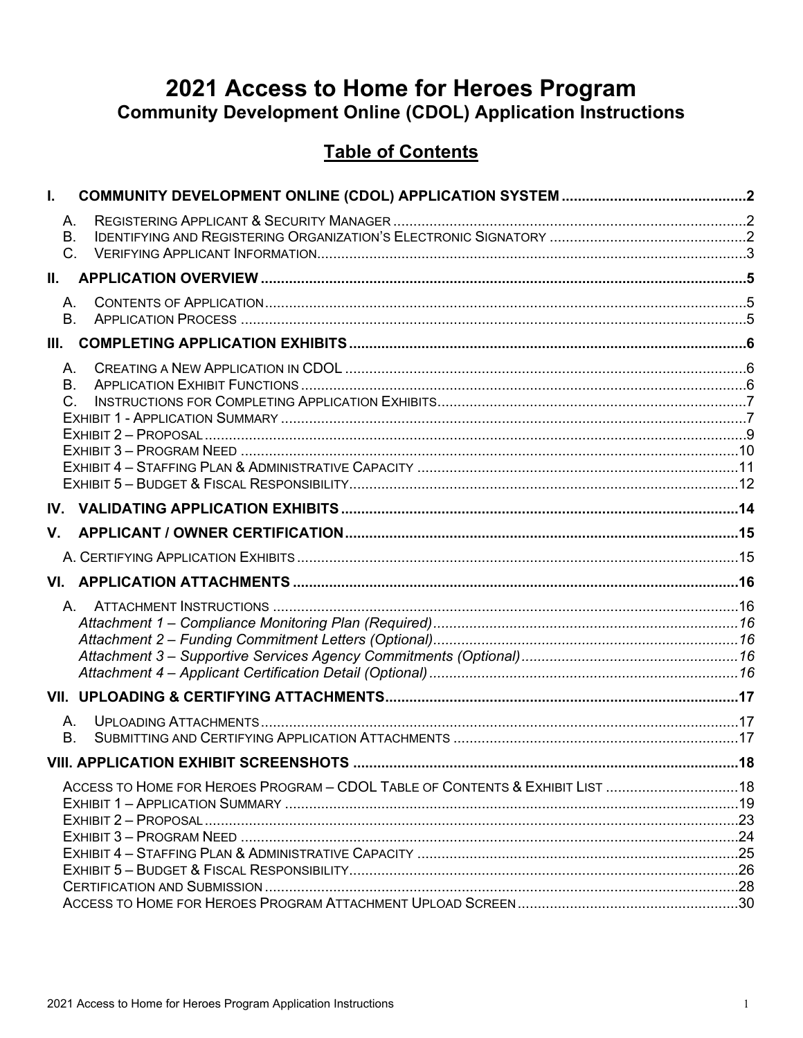# 2021 Access to Home for Heroes Program

## Community Development Online (CDOL) Application Instructions

## Table of Contents

**I. COMMUNITY DEVELOPMENT ONLINE (CDOL) APPLICATION SYSTEM** ..... 2

- A. Registering Applicant & Security Manager ..... 2
- B. Identifying and Registering Organization's Electronic Signatory ..... 2
- C. Verifying Applicant Information ..... 3

**II. APPLICATION OVERVIEW** ..... 5

- A. Contents of Application ..... 5
- B. Application Process ..... 5

**III. COMPLETING APPLICATION EXHIBITS** ..... 6

- A. Creating a New Application in CDOL ..... 6
- B. Application Exhibit Functions ..... 6
- C. Instructions for Completing Application Exhibits ..... 7
- Exhibit 1 - Application Summary ..... 7
- Exhibit 2 – Proposal ..... 9
- Exhibit 3 – Program Need ..... 10
- Exhibit 4 – Staffing Plan & Administrative Capacity ..... 11
- Exhibit 5 – Budget & Fiscal Responsibility ..... 12

**IV. VALIDATING APPLICATION EXHIBITS** ..... 14

**V. APPLICANT / OWNER CERTIFICATION** ..... 15

- A. Certifying Application Exhibits ..... 15

**VI. APPLICATION ATTACHMENTS** ..... 16

- A. Attachment Instructions ..... 16
  - *Attachment 1 – Compliance Monitoring Plan (Required)* ..... 16
  - *Attachment 2 – Funding Commitment Letters (Optional)* ..... 16
  - *Attachment 3 – Supportive Services Agency Commitments (Optional)* ..... 16
  - *Attachment 4 – Applicant Certification Detail (Optional)* ..... 16

**VII. UPLOADING & CERTIFYING ATTACHMENTS** ..... 17

- A. Uploading Attachments ..... 17
- B. Submitting and Certifying Application Attachments ..... 17

**VIII. APPLICATION EXHIBIT SCREENSHOTS** ..... 18

- Access to Home for Heroes Program – CDOL Table of Contents & Exhibit List ..... 18
- Exhibit 1 – Application Summary ..... 19
- Exhibit 2 – Proposal ..... 23
- Exhibit 3 – Program Need ..... 24
- Exhibit 4 – Staffing Plan & Administrative Capacity ..... 25
- Exhibit 5 – Budget & Fiscal Responsibility ..... 26
- Certification and Submission ..... 28
- Access to Home for Heroes Program Attachment Upload Screen ..... 30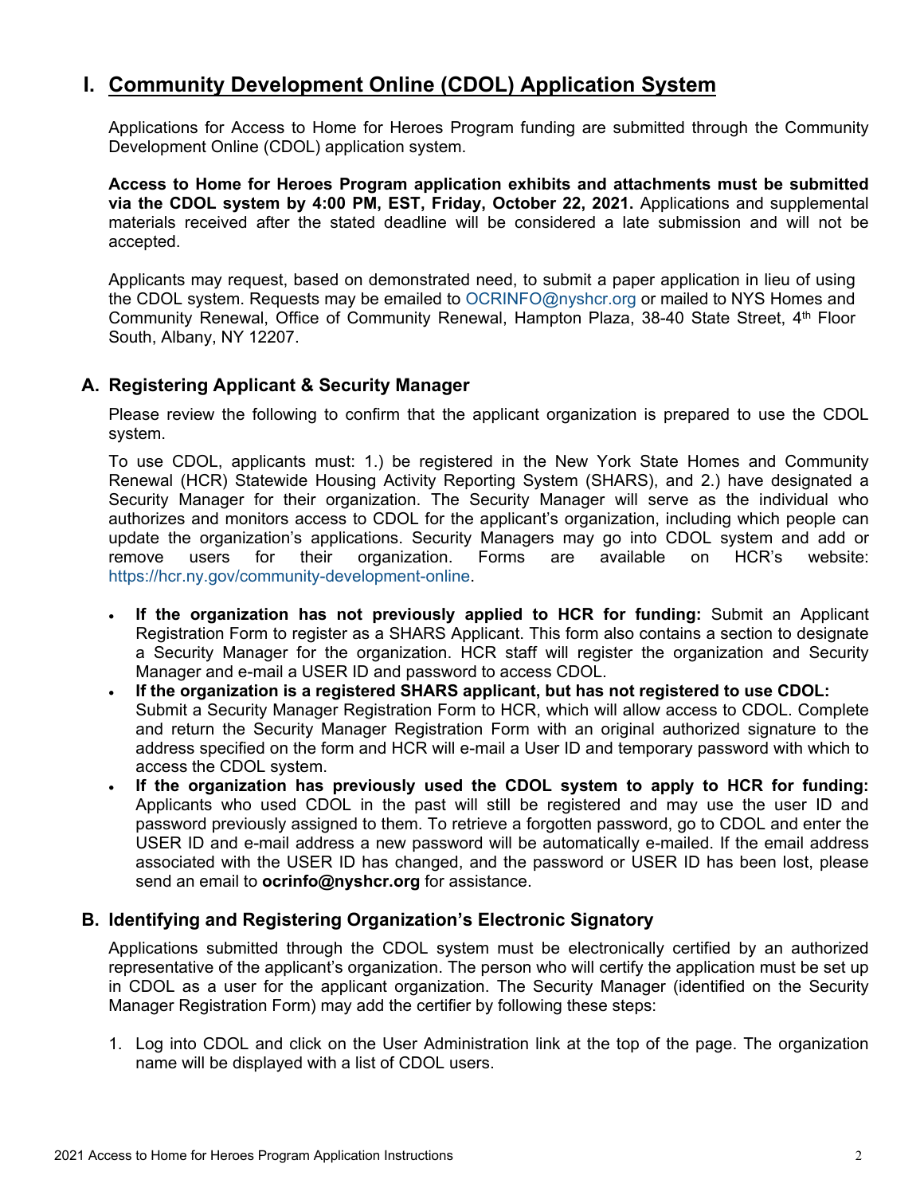# I. Community Development Online (CDOL) Application System

Applications for Access to Home for Heroes Program funding are submitted through the Community Development Online (CDOL) application system.

**Access to Home for Heroes Program application exhibits and attachments must be submitted via the CDOL system by 4:00 PM, EST, Friday, October 22, 2021.** Applications and supplemental materials received after the stated deadline will be considered a late submission and will not be accepted.

Applicants may request, based on demonstrated need, to submit a paper application in lieu of using the CDOL system. Requests may be emailed to OCRINFO@nyshcr.org or mailed to NYS Homes and Community Renewal, Office of Community Renewal, Hampton Plaza, 38-40 State Street, 4th Floor South, Albany, NY 12207.

## A. Registering Applicant & Security Manager

Please review the following to confirm that the applicant organization is prepared to use the CDOL system.

To use CDOL, applicants must: 1.) be registered in the New York State Homes and Community Renewal (HCR) Statewide Housing Activity Reporting System (SHARS), and 2.) have designated a Security Manager for their organization. The Security Manager will serve as the individual who authorizes and monitors access to CDOL for the applicant's organization, including which people can update the organization's applications. Security Managers may go into CDOL system and add or remove users for their organization. Forms are available on HCR's website: https://hcr.ny.gov/community-development-online.

- **If the organization has not previously applied to HCR for funding:** Submit an Applicant Registration Form to register as a SHARS Applicant. This form also contains a section to designate a Security Manager for the organization. HCR staff will register the organization and Security Manager and e-mail a USER ID and password to access CDOL.
- **If the organization is a registered SHARS applicant, but has not registered to use CDOL:** Submit a Security Manager Registration Form to HCR, which will allow access to CDOL. Complete and return the Security Manager Registration Form with an original authorized signature to the address specified on the form and HCR will e-mail a User ID and temporary password with which to access the CDOL system.
- **If the organization has previously used the CDOL system to apply to HCR for funding:** Applicants who used CDOL in the past will still be registered and may use the user ID and password previously assigned to them. To retrieve a forgotten password, go to CDOL and enter the USER ID and e-mail address a new password will be automatically e-mailed. If the email address associated with the USER ID has changed, and the password or USER ID has been lost, please send an email to **ocrinfo@nyshcr.org** for assistance.

## B. Identifying and Registering Organization's Electronic Signatory

Applications submitted through the CDOL system must be electronically certified by an authorized representative of the applicant's organization. The person who will certify the application must be set up in CDOL as a user for the applicant organization. The Security Manager (identified on the Security Manager Registration Form) may add the certifier by following these steps:

1. Log into CDOL and click on the User Administration link at the top of the page. The organization name will be displayed with a list of CDOL users.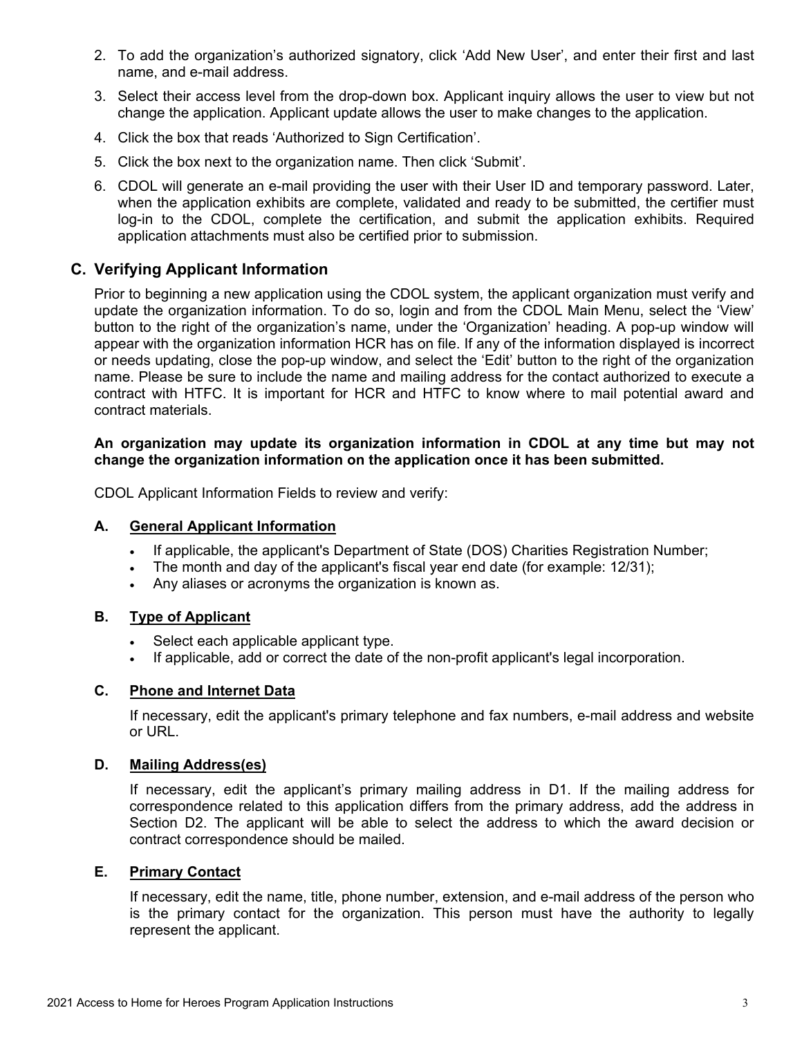2. To add the organization's authorized signatory, click 'Add New User', and enter their first and last name, and e-mail address.
3. Select their access level from the drop-down box. Applicant inquiry allows the user to view but not change the application. Applicant update allows the user to make changes to the application.
4. Click the box that reads 'Authorized to Sign Certification'.
5. Click the box next to the organization name. Then click 'Submit'.
6. CDOL will generate an e-mail providing the user with their User ID and temporary password. Later, when the application exhibits are complete, validated and ready to be submitted, the certifier must log-in to the CDOL, complete the certification, and submit the application exhibits. Required application attachments must also be certified prior to submission.

## C. Verifying Applicant Information

Prior to beginning a new application using the CDOL system, the applicant organization must verify and update the organization information. To do so, login and from the CDOL Main Menu, select the 'View' button to the right of the organization's name, under the 'Organization' heading. A pop-up window will appear with the organization information HCR has on file. If any of the information displayed is incorrect or needs updating, close the pop-up window, and select the 'Edit' button to the right of the organization name. Please be sure to include the name and mailing address for the contact authorized to execute a contract with HTFC. It is important for HCR and HTFC to know where to mail potential award and contract materials.

**An organization may update its organization information in CDOL at any time but may not change the organization information on the application once it has been submitted.**

CDOL Applicant Information Fields to review and verify:

### A. General Applicant Information

- If applicable, the applicant's Department of State (DOS) Charities Registration Number;
- The month and day of the applicant's fiscal year end date (for example: 12/31);
- Any aliases or acronyms the organization is known as.

### B. Type of Applicant

- Select each applicable applicant type.
- If applicable, add or correct the date of the non-profit applicant's legal incorporation.

### C. Phone and Internet Data

If necessary, edit the applicant's primary telephone and fax numbers, e-mail address and website or URL.

### D. Mailing Address(es)

If necessary, edit the applicant's primary mailing address in D1. If the mailing address for correspondence related to this application differs from the primary address, add the address in Section D2. The applicant will be able to select the address to which the award decision or contract correspondence should be mailed.

### E. Primary Contact

If necessary, edit the name, title, phone number, extension, and e-mail address of the person who is the primary contact for the organization. This person must have the authority to legally represent the applicant.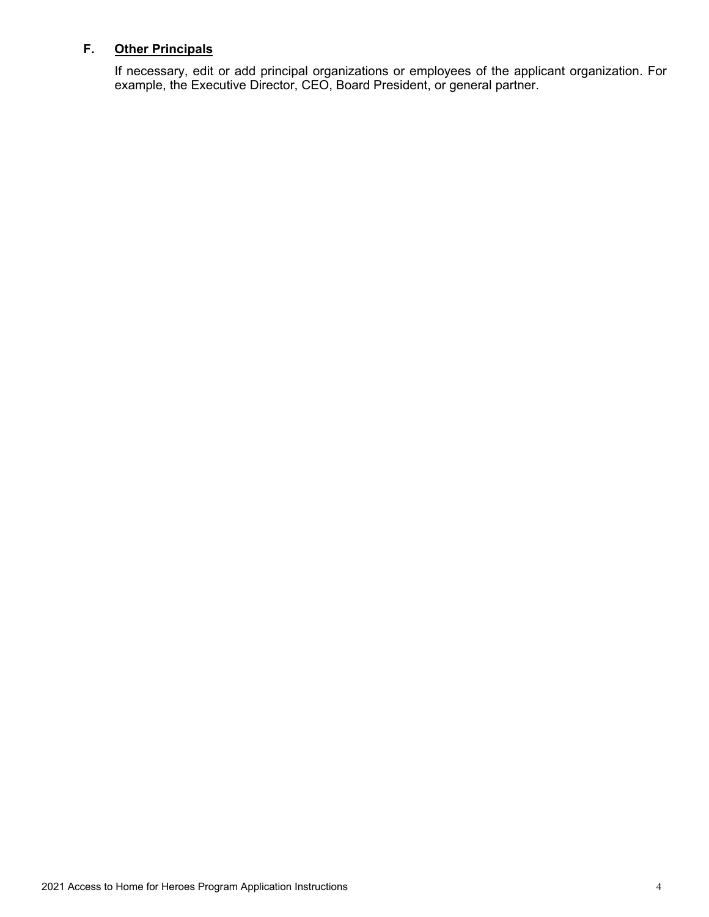### F. **Other Principals**

If necessary, edit or add principal organizations or employees of the applicant organization. For example, the Executive Director, CEO, Board President, or general partner.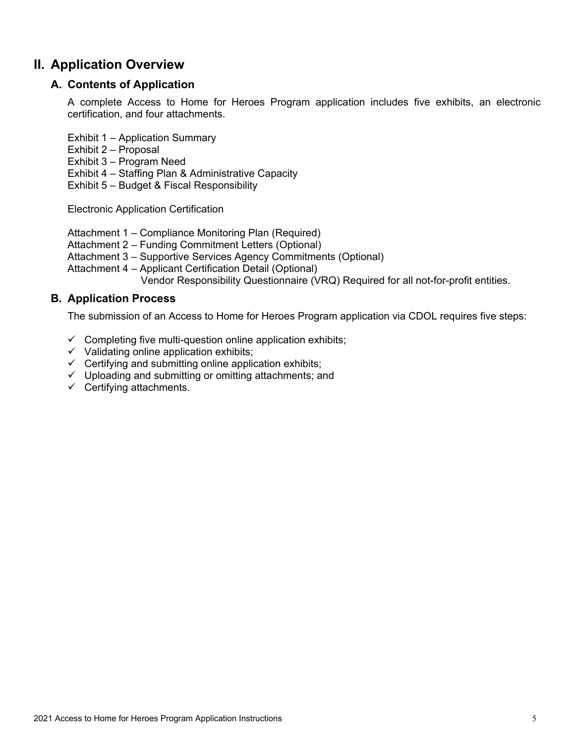## II. Application Overview

### A. Contents of Application

A complete Access to Home for Heroes Program application includes five exhibits, an electronic certification, and four attachments.

Exhibit 1 – Application Summary
Exhibit 2 – Proposal
Exhibit 3 – Program Need
Exhibit 4 – Staffing Plan & Administrative Capacity
Exhibit 5 – Budget & Fiscal Responsibility

Electronic Application Certification

Attachment 1 – Compliance Monitoring Plan (Required)
Attachment 2 – Funding Commitment Letters (Optional)
Attachment 3 – Supportive Services Agency Commitments (Optional)
Attachment 4 – Applicant Certification Detail (Optional)
Vendor Responsibility Questionnaire (VRQ) Required for all not-for-profit entities.

### B. Application Process

The submission of an Access to Home for Heroes Program application via CDOL requires five steps:

- ✓ Completing five multi-question online application exhibits;
- ✓ Validating online application exhibits;
- ✓ Certifying and submitting online application exhibits;
- ✓ Uploading and submitting or omitting attachments; and
- ✓ Certifying attachments.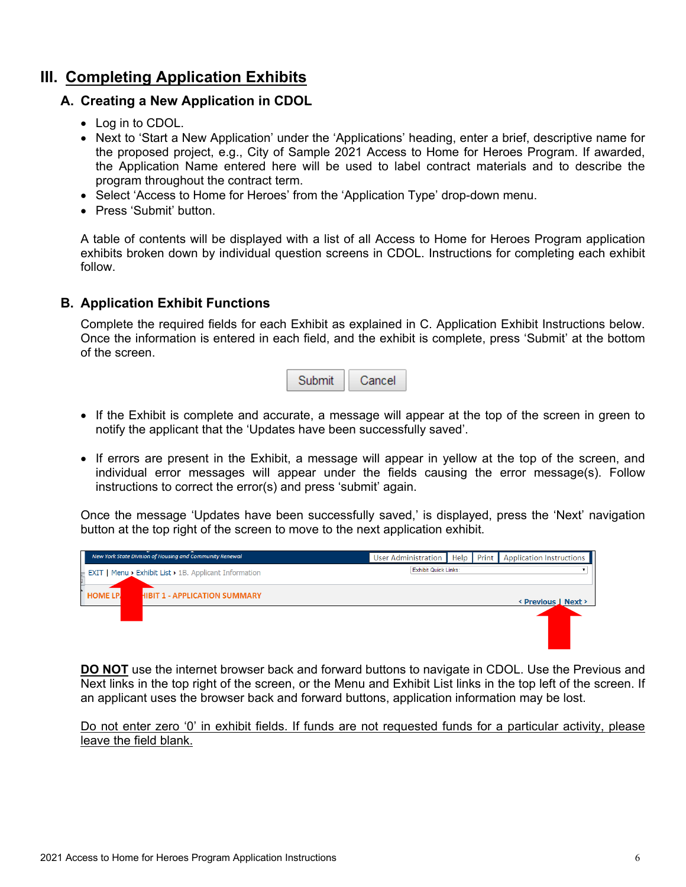# III. Completing Application Exhibits

## A. Creating a New Application in CDOL

- Log in to CDOL.
- Next to 'Start a New Application' under the 'Applications' heading, enter a brief, descriptive name for the proposed project, e.g., City of Sample 2021 Access to Home for Heroes Program. If awarded, the Application Name entered here will be used to label contract materials and to describe the program throughout the contract term.
- Select 'Access to Home for Heroes' from the 'Application Type' drop-down menu.
- Press 'Submit' button.

A table of contents will be displayed with a list of all Access to Home for Heroes Program application exhibits broken down by individual question screens in CDOL. Instructions for completing each exhibit follow.

## B. Application Exhibit Functions

Complete the required fields for each Exhibit as explained in C. Application Exhibit Instructions below. Once the information is entered in each field, and the exhibit is complete, press 'Submit' at the bottom of the screen.

Submit | Cancel

- If the Exhibit is complete and accurate, a message will appear at the top of the screen in green to notify the applicant that the 'Updates have been successfully saved'.

- If errors are present in the Exhibit, a message will appear in yellow at the top of the screen, and individual error messages will appear under the fields causing the error message(s). Follow instructions to correct the error(s) and press 'submit' again.

Once the message 'Updates have been successfully saved,' is displayed, press the 'Next' navigation button at the top right of the screen to move to the next application exhibit.

New York State Division of Housing and Community Renewal | User Administration | Help | Print | Application Instructions

EXIT | Menu › Exhibit List › 1B. Applicant Information | Exhibit Quick Links:

HOME LP... HIBIT 1 - APPLICATION SUMMARY | ‹ Previous | Next ›

**<u>DO NOT</u>** use the internet browser back and forward buttons to navigate in CDOL. Use the Previous and Next links in the top right of the screen, or the Menu and Exhibit List links in the top left of the screen. If an applicant uses the browser back and forward buttons, application information may be lost.

<u>Do not enter zero '0' in exhibit fields. If funds are not requested funds for a particular activity, please leave the field blank.</u>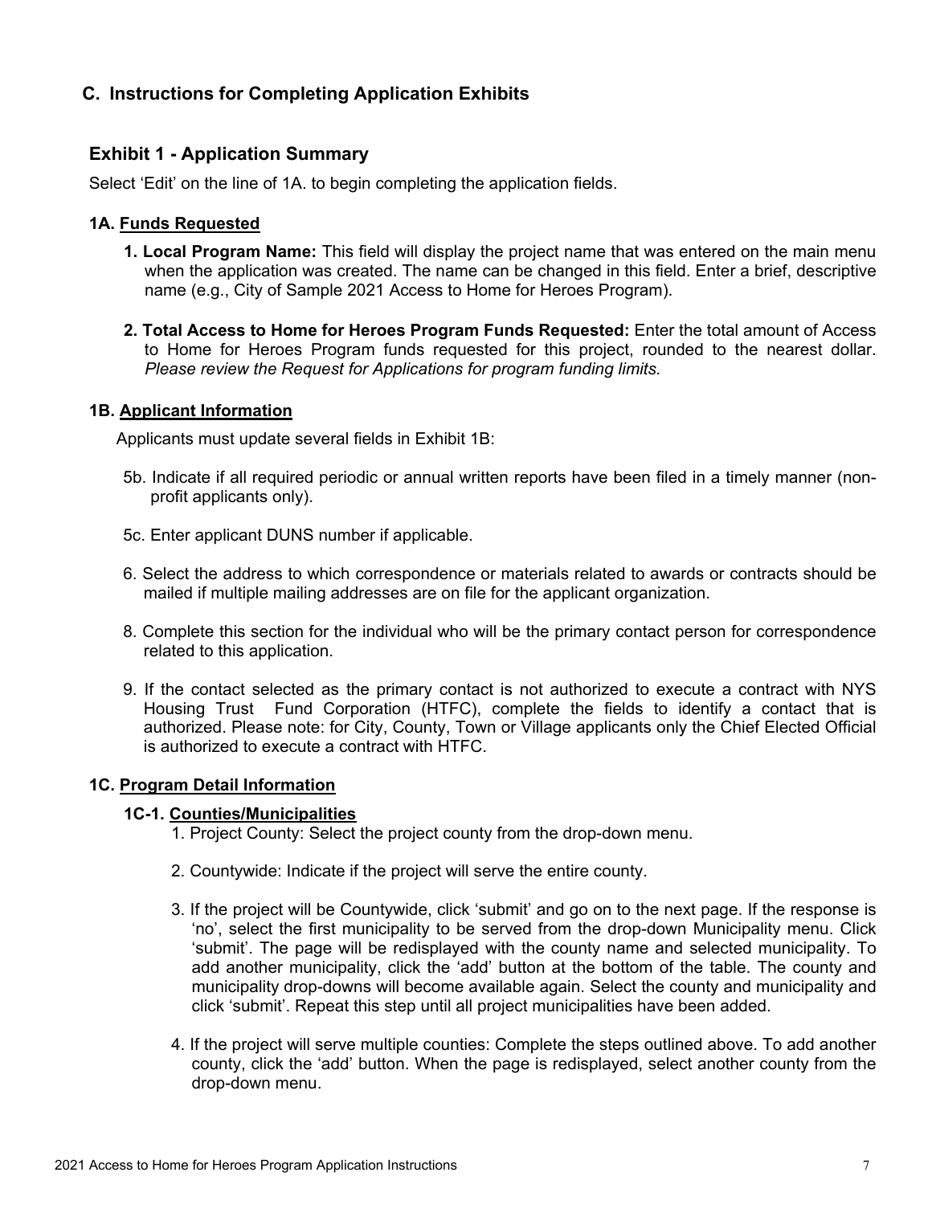## C. Instructions for Completing Application Exhibits

### Exhibit 1 - Application Summary

Select 'Edit' on the line of 1A. to begin completing the application fields.

#### 1A. Funds Requested

1. **Local Program Name:** This field will display the project name that was entered on the main menu when the application was created. The name can be changed in this field. Enter a brief, descriptive name (e.g., City of Sample 2021 Access to Home for Heroes Program).

2. **Total Access to Home for Heroes Program Funds Requested:** Enter the total amount of Access to Home for Heroes Program funds requested for this project, rounded to the nearest dollar. *Please review the Request for Applications for program funding limits.*

#### 1B. Applicant Information

Applicants must update several fields in Exhibit 1B:

5b. Indicate if all required periodic or annual written reports have been filed in a timely manner (non-profit applicants only).

5c. Enter applicant DUNS number if applicable.

6. Select the address to which correspondence or materials related to awards or contracts should be mailed if multiple mailing addresses are on file for the applicant organization.

8. Complete this section for the individual who will be the primary contact person for correspondence related to this application.

9. If the contact selected as the primary contact is not authorized to execute a contract with NYS Housing Trust Fund Corporation (HTFC), complete the fields to identify a contact that is authorized. Please note: for City, County, Town or Village applicants only the Chief Elected Official is authorized to execute a contract with HTFC.

#### 1C. Program Detail Information

**1C-1. Counties/Municipalities**

1. Project County: Select the project county from the drop-down menu.

2. Countywide: Indicate if the project will serve the entire county.

3. If the project will be Countywide, click 'submit' and go on to the next page. If the response is 'no', select the first municipality to be served from the drop-down Municipality menu. Click 'submit'. The page will be redisplayed with the county name and selected municipality. To add another municipality, click the 'add' button at the bottom of the table. The county and municipality drop-downs will become available again. Select the county and municipality and click 'submit'. Repeat this step until all project municipalities have been added.

4. If the project will serve multiple counties: Complete the steps outlined above. To add another county, click the 'add' button. When the page is redisplayed, select another county from the drop-down menu.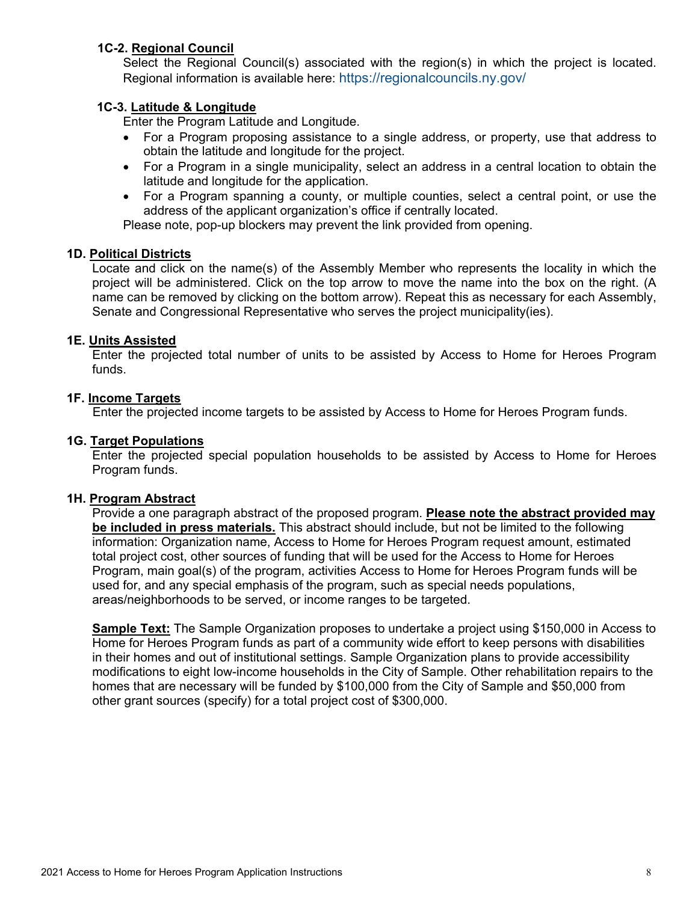#### 1C-2. <u>Regional Council</u>

Select the Regional Council(s) associated with the region(s) in which the project is located. Regional information is available here: https://regionalcouncils.ny.gov/

#### 1C-3. <u>Latitude & Longitude</u>

Enter the Program Latitude and Longitude.

- For a Program proposing assistance to a single address, or property, use that address to obtain the latitude and longitude for the project.
- For a Program in a single municipality, select an address in a central location to obtain the latitude and longitude for the application.
- For a Program spanning a county, or multiple counties, select a central point, or use the address of the applicant organization's office if centrally located.

Please note, pop-up blockers may prevent the link provided from opening.

### 1D. <u>Political Districts</u>

Locate and click on the name(s) of the Assembly Member who represents the locality in which the project will be administered. Click on the top arrow to move the name into the box on the right. (A name can be removed by clicking on the bottom arrow). Repeat this as necessary for each Assembly, Senate and Congressional Representative who serves the project municipality(ies).

### 1E. <u>Units Assisted</u>

Enter the projected total number of units to be assisted by Access to Home for Heroes Program funds.

### 1F. <u>Income Targets</u>

Enter the projected income targets to be assisted by Access to Home for Heroes Program funds.

### 1G. <u>Target Populations</u>

Enter the projected special population households to be assisted by Access to Home for Heroes Program funds.

### 1H. <u>Program Abstract</u>

Provide a one paragraph abstract of the proposed program. **<u>Please note the abstract provided may be included in press materials.</u>** This abstract should include, but not be limited to the following information: Organization name, Access to Home for Heroes Program request amount, estimated total project cost, other sources of funding that will be used for the Access to Home for Heroes Program, main goal(s) of the program, activities Access to Home for Heroes Program funds will be used for, and any special emphasis of the program, such as special needs populations, areas/neighborhoods to be served, or income ranges to be targeted.

**<u>Sample Text:</u>** The Sample Organization proposes to undertake a project using $150,000 in Access to Home for Heroes Program funds as part of a community wide effort to keep persons with disabilities in their homes and out of institutional settings. Sample Organization plans to provide accessibility modifications to eight low-income households in the City of Sample. Other rehabilitation repairs to the homes that are necessary will be funded by $100,000 from the City of Sample and $50,000 from other grant sources (specify) for a total project cost of $300,000.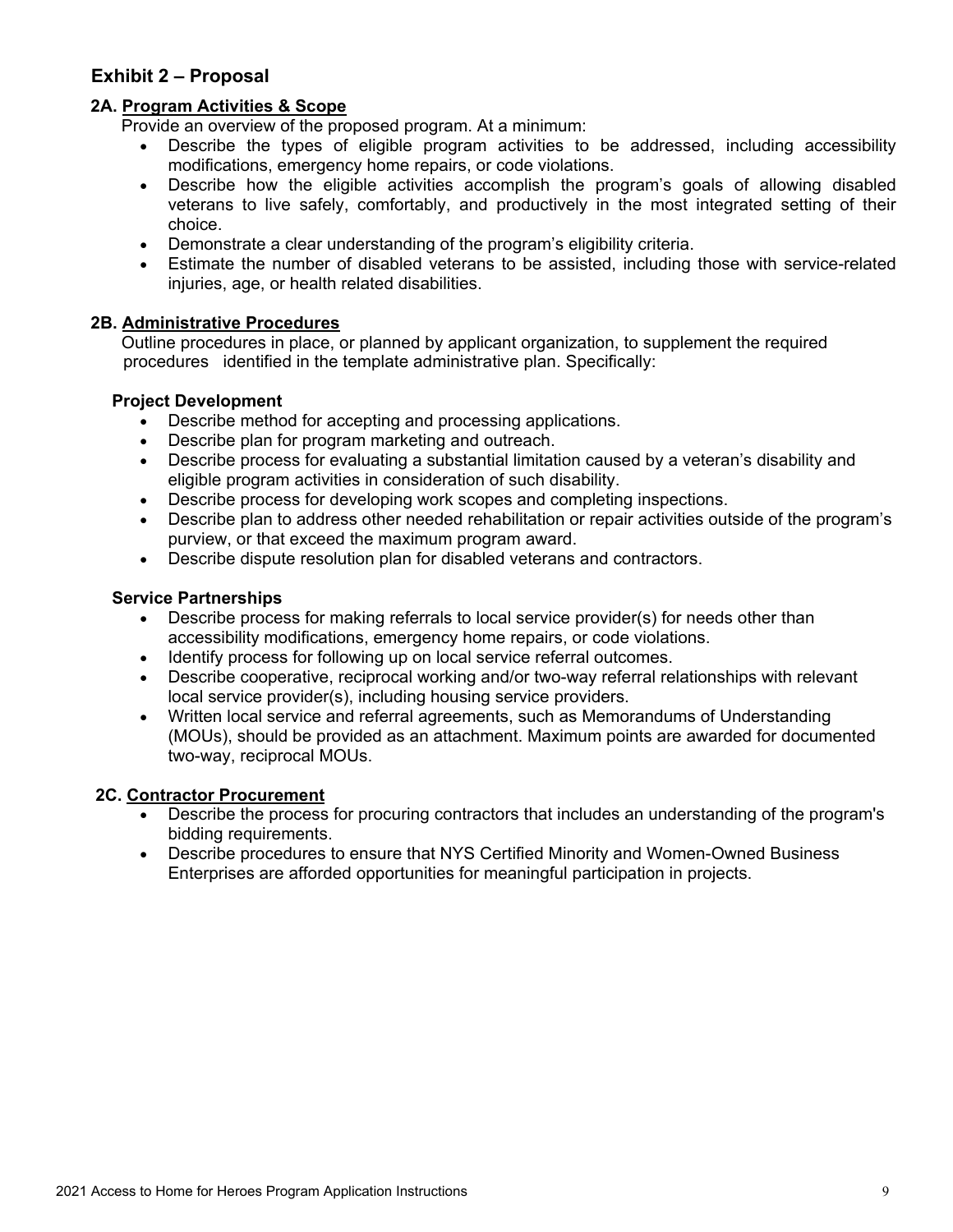## Exhibit 2 – Proposal

### 2A. Program Activities & Scope

Provide an overview of the proposed program. At a minimum:

- Describe the types of eligible program activities to be addressed, including accessibility modifications, emergency home repairs, or code violations.
- Describe how the eligible activities accomplish the program's goals of allowing disabled veterans to live safely, comfortably, and productively in the most integrated setting of their choice.
- Demonstrate a clear understanding of the program's eligibility criteria.
- Estimate the number of disabled veterans to be assisted, including those with service-related injuries, age, or health related disabilities.

### 2B. Administrative Procedures

Outline procedures in place, or planned by applicant organization, to supplement the required procedures identified in the template administrative plan. Specifically:

**Project Development**

- Describe method for accepting and processing applications.
- Describe plan for program marketing and outreach.
- Describe process for evaluating a substantial limitation caused by a veteran's disability and eligible program activities in consideration of such disability.
- Describe process for developing work scopes and completing inspections.
- Describe plan to address other needed rehabilitation or repair activities outside of the program's purview, or that exceed the maximum program award.
- Describe dispute resolution plan for disabled veterans and contractors.

**Service Partnerships**

- Describe process for making referrals to local service provider(s) for needs other than accessibility modifications, emergency home repairs, or code violations.
- Identify process for following up on local service referral outcomes.
- Describe cooperative, reciprocal working and/or two-way referral relationships with relevant local service provider(s), including housing service providers.
- Written local service and referral agreements, such as Memorandums of Understanding (MOUs), should be provided as an attachment. Maximum points are awarded for documented two-way, reciprocal MOUs.

### 2C. Contractor Procurement

- Describe the process for procuring contractors that includes an understanding of the program's bidding requirements.
- Describe procedures to ensure that NYS Certified Minority and Women-Owned Business Enterprises are afforded opportunities for meaningful participation in projects.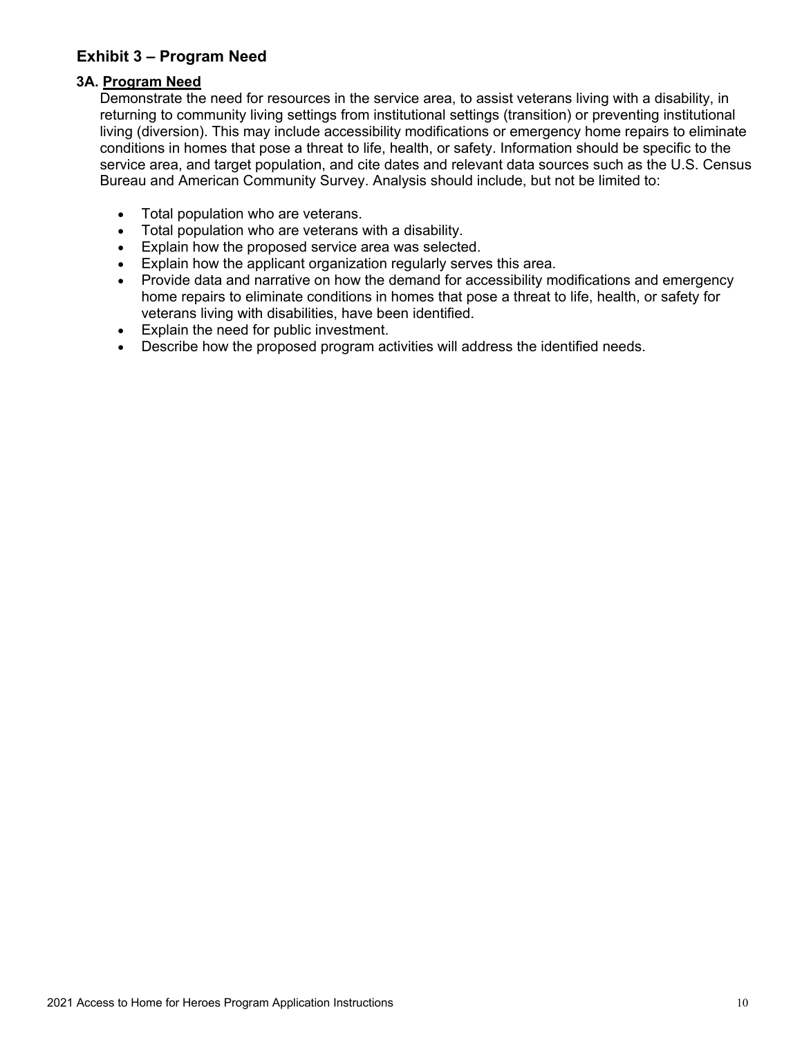## Exhibit 3 – Program Need

### 3A. Program Need

Demonstrate the need for resources in the service area, to assist veterans living with a disability, in returning to community living settings from institutional settings (transition) or preventing institutional living (diversion). This may include accessibility modifications or emergency home repairs to eliminate conditions in homes that pose a threat to life, health, or safety. Information should be specific to the service area, and target population, and cite dates and relevant data sources such as the U.S. Census Bureau and American Community Survey. Analysis should include, but not be limited to:

- Total population who are veterans.
- Total population who are veterans with a disability.
- Explain how the proposed service area was selected.
- Explain how the applicant organization regularly serves this area.
- Provide data and narrative on how the demand for accessibility modifications and emergency home repairs to eliminate conditions in homes that pose a threat to life, health, or safety for veterans living with disabilities, have been identified.
- Explain the need for public investment.
- Describe how the proposed program activities will address the identified needs.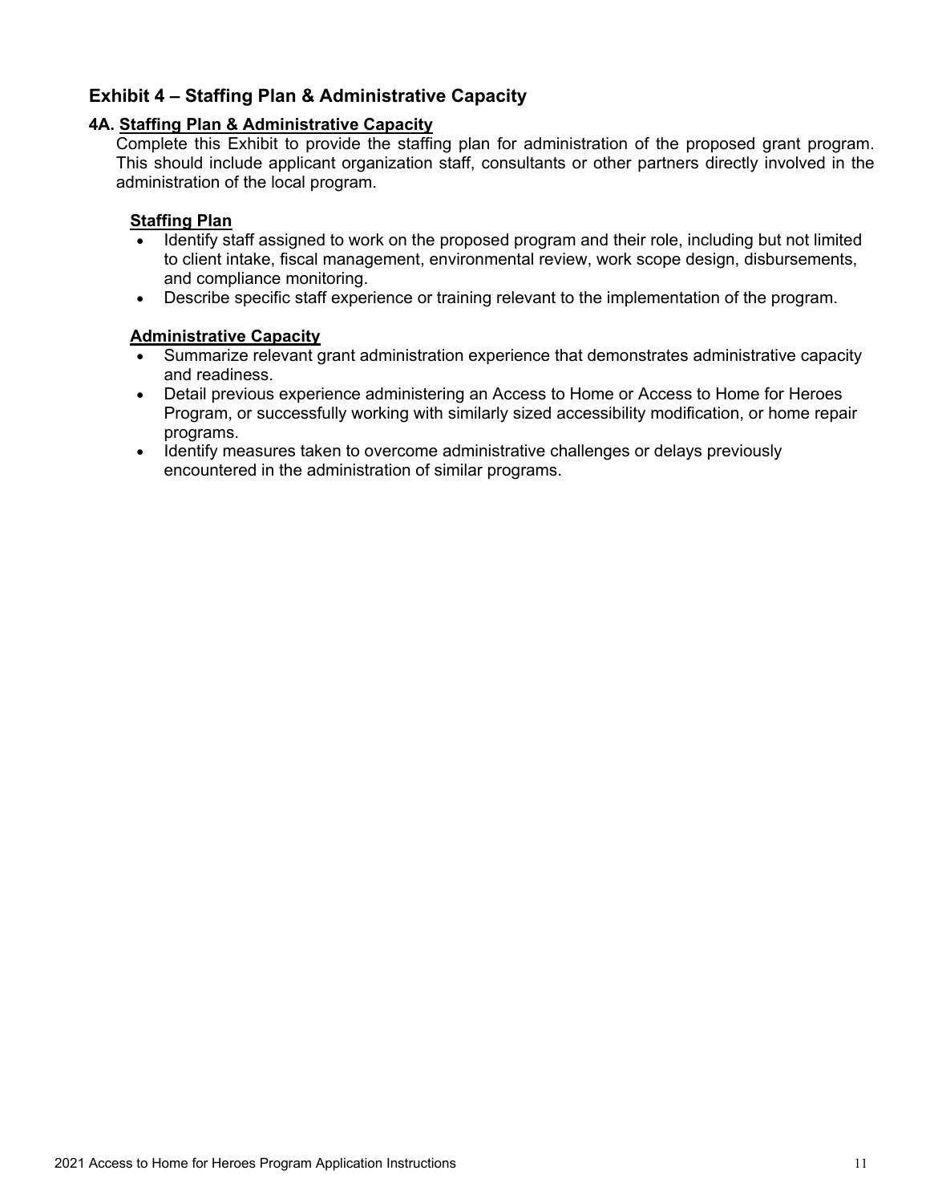## Exhibit 4 – Staffing Plan & Administrative Capacity

### 4A. Staffing Plan & Administrative Capacity

Complete this Exhibit to provide the staffing plan for administration of the proposed grant program. This should include applicant organization staff, consultants or other partners directly involved in the administration of the local program.

**Staffing Plan**

- Identify staff assigned to work on the proposed program and their role, including but not limited to client intake, fiscal management, environmental review, work scope design, disbursements, and compliance monitoring.
- Describe specific staff experience or training relevant to the implementation of the program.

**Administrative Capacity**

- Summarize relevant grant administration experience that demonstrates administrative capacity and readiness.
- Detail previous experience administering an Access to Home or Access to Home for Heroes Program, or successfully working with similarly sized accessibility modification, or home repair programs.
- Identify measures taken to overcome administrative challenges or delays previously encountered in the administration of similar programs.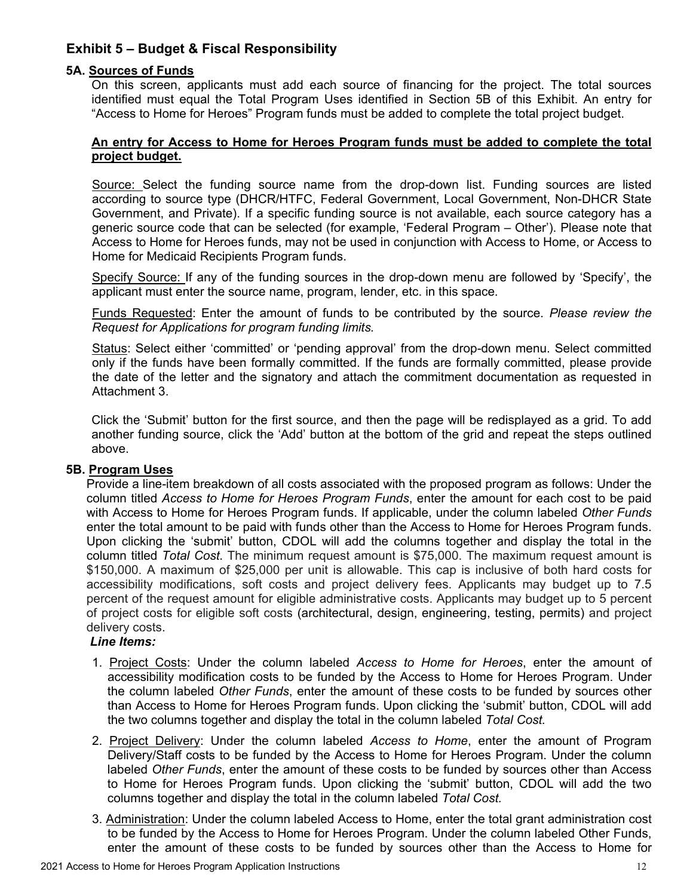## Exhibit 5 – Budget & Fiscal Responsibility

### 5A. Sources of Funds

On this screen, applicants must add each source of financing for the project. The total sources identified must equal the Total Program Uses identified in Section 5B of this Exhibit. An entry for "Access to Home for Heroes" Program funds must be added to complete the total project budget.

**An entry for Access to Home for Heroes Program funds must be added to complete the total project budget.**

Source: Select the funding source name from the drop-down list. Funding sources are listed according to source type (DHCR/HTFC, Federal Government, Local Government, Non-DHCR State Government, and Private). If a specific funding source is not available, each source category has a generic source code that can be selected (for example, 'Federal Program – Other'). Please note that Access to Home for Heroes funds, may not be used in conjunction with Access to Home, or Access to Home for Medicaid Recipients Program funds.

Specify Source: If any of the funding sources in the drop-down menu are followed by 'Specify', the applicant must enter the source name, program, lender, etc. in this space.

Funds Requested: Enter the amount of funds to be contributed by the source. *Please review the Request for Applications for program funding limits.*

Status: Select either 'committed' or 'pending approval' from the drop-down menu. Select committed only if the funds have been formally committed. If the funds are formally committed, please provide the date of the letter and the signatory and attach the commitment documentation as requested in Attachment 3.

Click the 'Submit' button for the first source, and then the page will be redisplayed as a grid. To add another funding source, click the 'Add' button at the bottom of the grid and repeat the steps outlined above.

### 5B. Program Uses

Provide a line-item breakdown of all costs associated with the proposed program as follows: Under the column titled *Access to Home for Heroes Program Funds*, enter the amount for each cost to be paid with Access to Home for Heroes Program funds. If applicable, under the column labeled *Other Funds* enter the total amount to be paid with funds other than the Access to Home for Heroes Program funds. Upon clicking the 'submit' button, CDOL will add the columns together and display the total in the column titled *Total Cost.* The minimum request amount is $75,000. The maximum request amount is $150,000. A maximum of $25,000 per unit is allowable. This cap is inclusive of both hard costs for accessibility modifications, soft costs and project delivery fees. Applicants may budget up to 7.5 percent of the request amount for eligible administrative costs. Applicants may budget up to 5 percent of project costs for eligible soft costs (architectural, design, engineering, testing, permits) and project delivery costs.

***Line Items:***

1. Project Costs: Under the column labeled *Access to Home for Heroes*, enter the amount of accessibility modification costs to be funded by the Access to Home for Heroes Program. Under the column labeled *Other Funds*, enter the amount of these costs to be funded by sources other than Access to Home for Heroes Program funds. Upon clicking the 'submit' button, CDOL will add the two columns together and display the total in the column labeled *Total Cost.*
2. Project Delivery: Under the column labeled *Access to Home*, enter the amount of Program Delivery/Staff costs to be funded by the Access to Home for Heroes Program. Under the column labeled *Other Funds*, enter the amount of these costs to be funded by sources other than Access to Home for Heroes Program funds. Upon clicking the 'submit' button, CDOL will add the two columns together and display the total in the column labeled *Total Cost.*
3. Administration: Under the column labeled Access to Home, enter the total grant administration cost to be funded by the Access to Home for Heroes Program. Under the column labeled Other Funds, enter the amount of these costs to be funded by sources other than the Access to Home for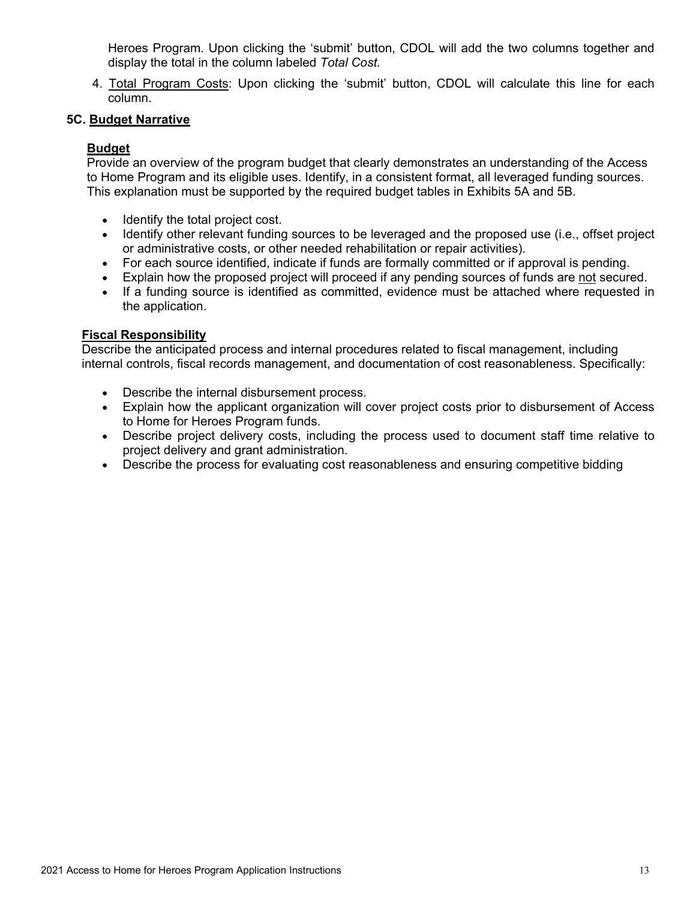Heroes Program. Upon clicking the 'submit' button, CDOL will add the two columns together and display the total in the column labeled *Total Cost.*

4. Total Program Costs: Upon clicking the 'submit' button, CDOL will calculate this line for each column.

### 5C. Budget Narrative

#### Budget

Provide an overview of the program budget that clearly demonstrates an understanding of the Access to Home Program and its eligible uses. Identify, in a consistent format, all leveraged funding sources. This explanation must be supported by the required budget tables in Exhibits 5A and 5B.

- Identify the total project cost.
- Identify other relevant funding sources to be leveraged and the proposed use (i.e., offset project or administrative costs, or other needed rehabilitation or repair activities).
- For each source identified, indicate if funds are formally committed or if approval is pending.
- Explain how the proposed project will proceed if any pending sources of funds are not secured.
- If a funding source is identified as committed, evidence must be attached where requested in the application.

#### Fiscal Responsibility

Describe the anticipated process and internal procedures related to fiscal management, including internal controls, fiscal records management, and documentation of cost reasonableness. Specifically:

- Describe the internal disbursement process.
- Explain how the applicant organization will cover project costs prior to disbursement of Access to Home for Heroes Program funds.
- Describe project delivery costs, including the process used to document staff time relative to project delivery and grant administration.
- Describe the process for evaluating cost reasonableness and ensuring competitive bidding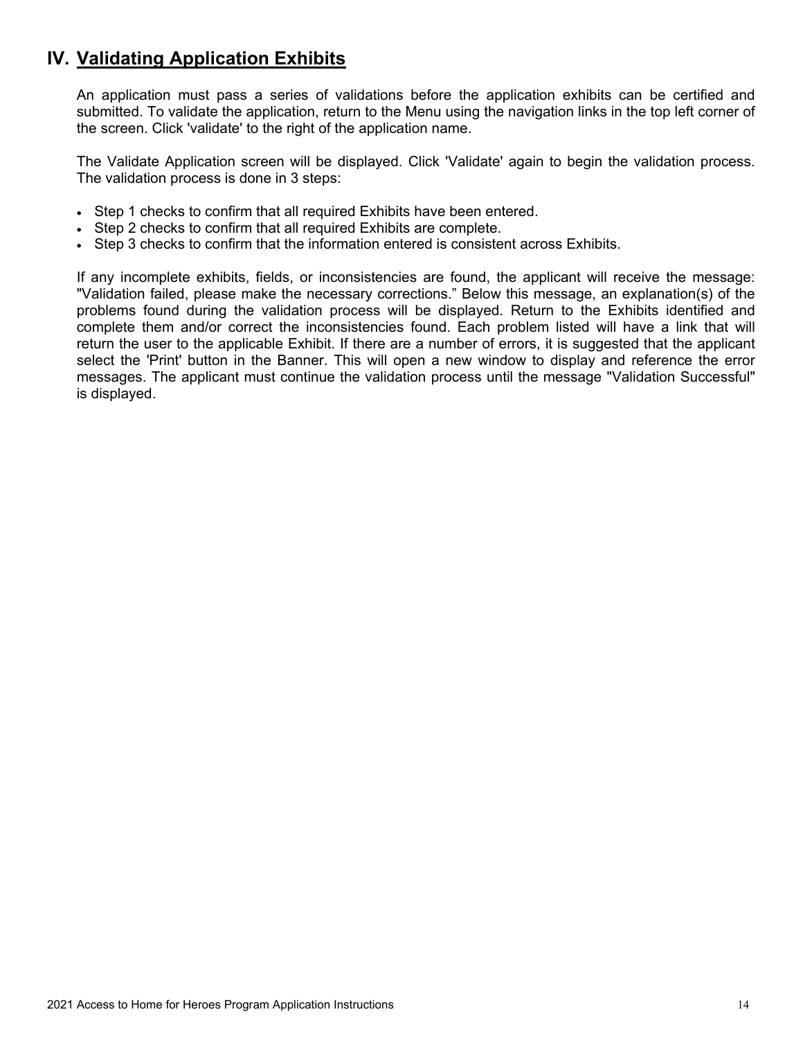## IV. Validating Application Exhibits

An application must pass a series of validations before the application exhibits can be certified and submitted. To validate the application, return to the Menu using the navigation links in the top left corner of the screen. Click 'validate' to the right of the application name.

The Validate Application screen will be displayed. Click 'Validate' again to begin the validation process. The validation process is done in 3 steps:

- Step 1 checks to confirm that all required Exhibits have been entered.
- Step 2 checks to confirm that all required Exhibits are complete.
- Step 3 checks to confirm that the information entered is consistent across Exhibits.

If any incomplete exhibits, fields, or inconsistencies are found, the applicant will receive the message: "Validation failed, please make the necessary corrections." Below this message, an explanation(s) of the problems found during the validation process will be displayed. Return to the Exhibits identified and complete them and/or correct the inconsistencies found. Each problem listed will have a link that will return the user to the applicable Exhibit. If there are a number of errors, it is suggested that the applicant select the 'Print' button in the Banner. This will open a new window to display and reference the error messages. The applicant must continue the validation process until the message "Validation Successful" is displayed.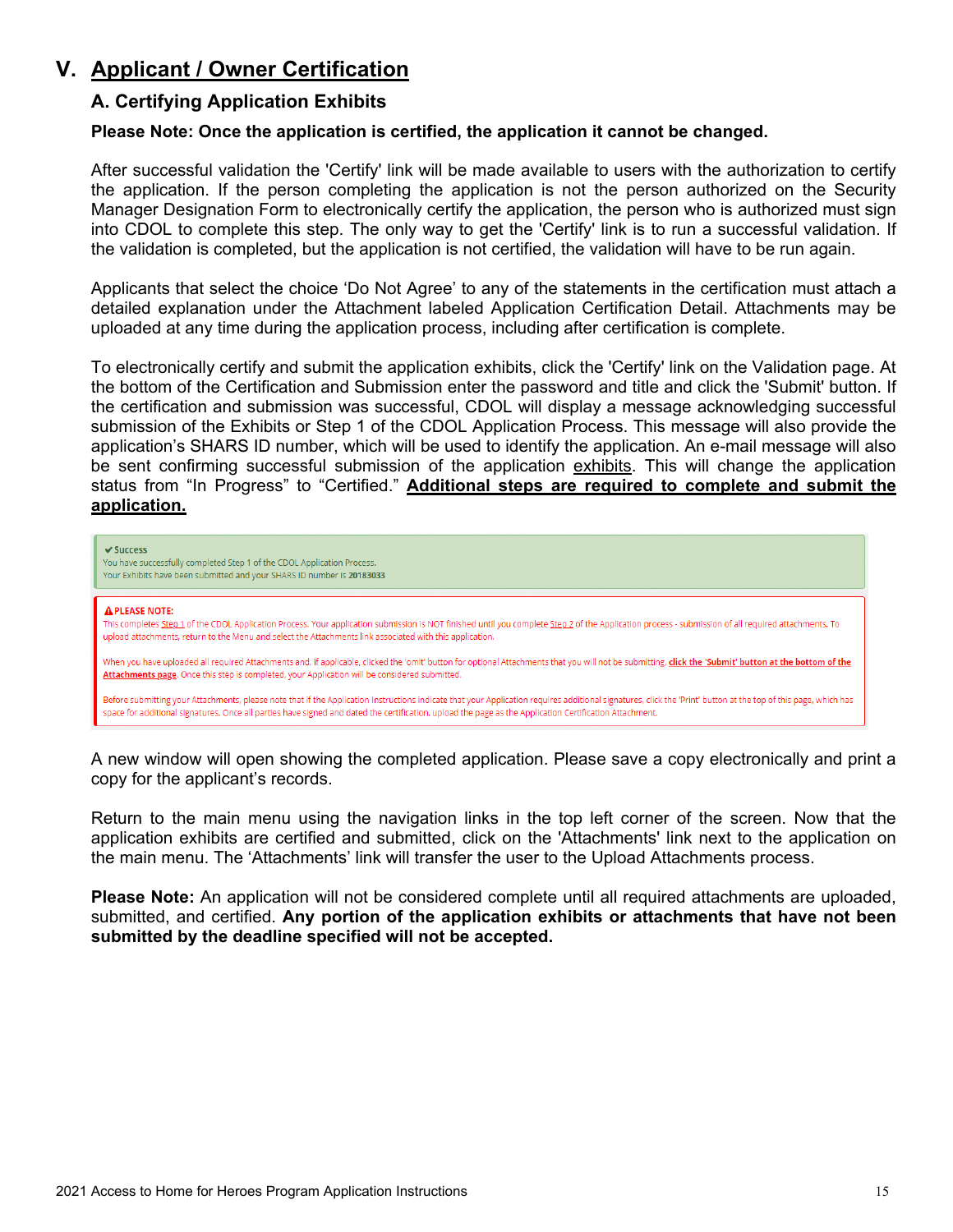# V. Applicant / Owner Certification

## A. Certifying Application Exhibits

**Please Note: Once the application is certified, the application it cannot be changed.**

After successful validation the 'Certify' link will be made available to users with the authorization to certify the application. If the person completing the application is not the person authorized on the Security Manager Designation Form to electronically certify the application, the person who is authorized must sign into CDOL to complete this step. The only way to get the 'Certify' link is to run a successful validation. If the validation is completed, but the application is not certified, the validation will have to be run again.

Applicants that select the choice 'Do Not Agree' to any of the statements in the certification must attach a detailed explanation under the Attachment labeled Application Certification Detail. Attachments may be uploaded at any time during the application process, including after certification is complete.

To electronically certify and submit the application exhibits, click the 'Certify' link on the Validation page. At the bottom of the Certification and Submission enter the password and title and click the 'Submit' button. If the certification and submission was successful, CDOL will display a message acknowledging successful submission of the Exhibits or Step 1 of the CDOL Application Process. This message will also provide the application's SHARS ID number, which will be used to identify the application. An e-mail message will also be sent confirming successful submission of the application exhibits. This will change the application status from "In Progress" to "Certified." **Additional steps are required to complete and submit the application.**

✔ Success
You have successfully completed Step 1 of the CDOL Application Process.
Your Exhibits have been submitted and your SHARS ID number is 20183033

⚠ PLEASE NOTE:
This completes Step 1 of the CDOL Application Process. Your application submission is NOT finished until you complete Step 2 of the Application process - submission of all required attachments. To upload attachments, return to the Menu and select the Attachments link associated with this application.

When you have uploaded all required Attachments and, if applicable, clicked the 'omit' button for optional Attachments that you will not be submitting, **click the 'Submit' button at the bottom of the Attachments page**. Once this step is completed, your Application will be considered submitted.

Before submitting your Attachments, please note that if the Application Instructions indicate that your Application requires additional signatures, click the 'Print' button at the top of this page, which has space for additional signatures. Once all parties have signed and dated the certification, upload the page as the Application Certification Attachment.

A new window will open showing the completed application. Please save a copy electronically and print a copy for the applicant's records.

Return to the main menu using the navigation links in the top left corner of the screen. Now that the application exhibits are certified and submitted, click on the 'Attachments' link next to the application on the main menu. The 'Attachments' link will transfer the user to the Upload Attachments process.

**Please Note:** An application will not be considered complete until all required attachments are uploaded, submitted, and certified. **Any portion of the application exhibits or attachments that have not been submitted by the deadline specified will not be accepted.**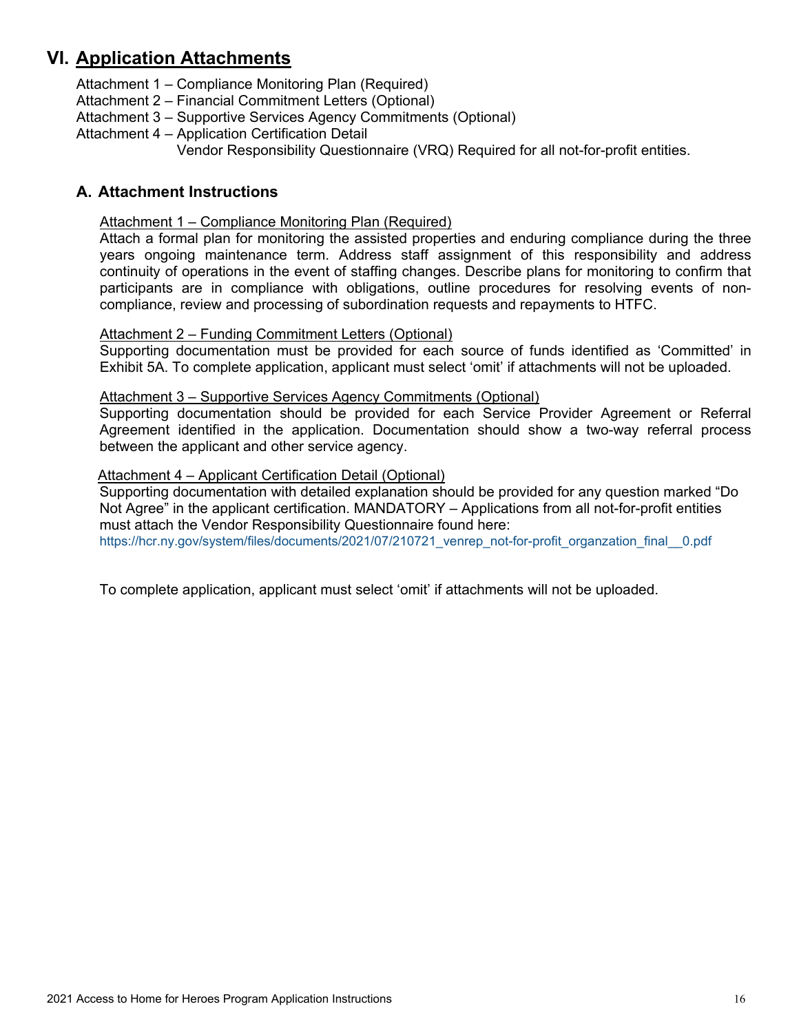# VI. Application Attachments

Attachment 1 – Compliance Monitoring Plan (Required)
Attachment 2 – Financial Commitment Letters (Optional)
Attachment 3 – Supportive Services Agency Commitments (Optional)
Attachment 4 – Application Certification Detail
Vendor Responsibility Questionnaire (VRQ) Required for all not-for-profit entities.

## A. Attachment Instructions

Attachment 1 – Compliance Monitoring Plan (Required)
Attach a formal plan for monitoring the assisted properties and enduring compliance during the three years ongoing maintenance term. Address staff assignment of this responsibility and address continuity of operations in the event of staffing changes. Describe plans for monitoring to confirm that participants are in compliance with obligations, outline procedures for resolving events of non-compliance, review and processing of subordination requests and repayments to HTFC.

Attachment 2 – Funding Commitment Letters (Optional)
Supporting documentation must be provided for each source of funds identified as 'Committed' in Exhibit 5A. To complete application, applicant must select 'omit' if attachments will not be uploaded.

Attachment 3 – Supportive Services Agency Commitments (Optional)
Supporting documentation should be provided for each Service Provider Agreement or Referral Agreement identified in the application. Documentation should show a two-way referral process between the applicant and other service agency.

Attachment 4 – Applicant Certification Detail (Optional)
Supporting documentation with detailed explanation should be provided for any question marked "Do Not Agree" in the applicant certification. MANDATORY – Applications from all not-for-profit entities must attach the Vendor Responsibility Questionnaire found here:
https://hcr.ny.gov/system/files/documents/2021/07/210721_venrep_not-for-profit_organzation_final__0.pdf

To complete application, applicant must select 'omit' if attachments will not be uploaded.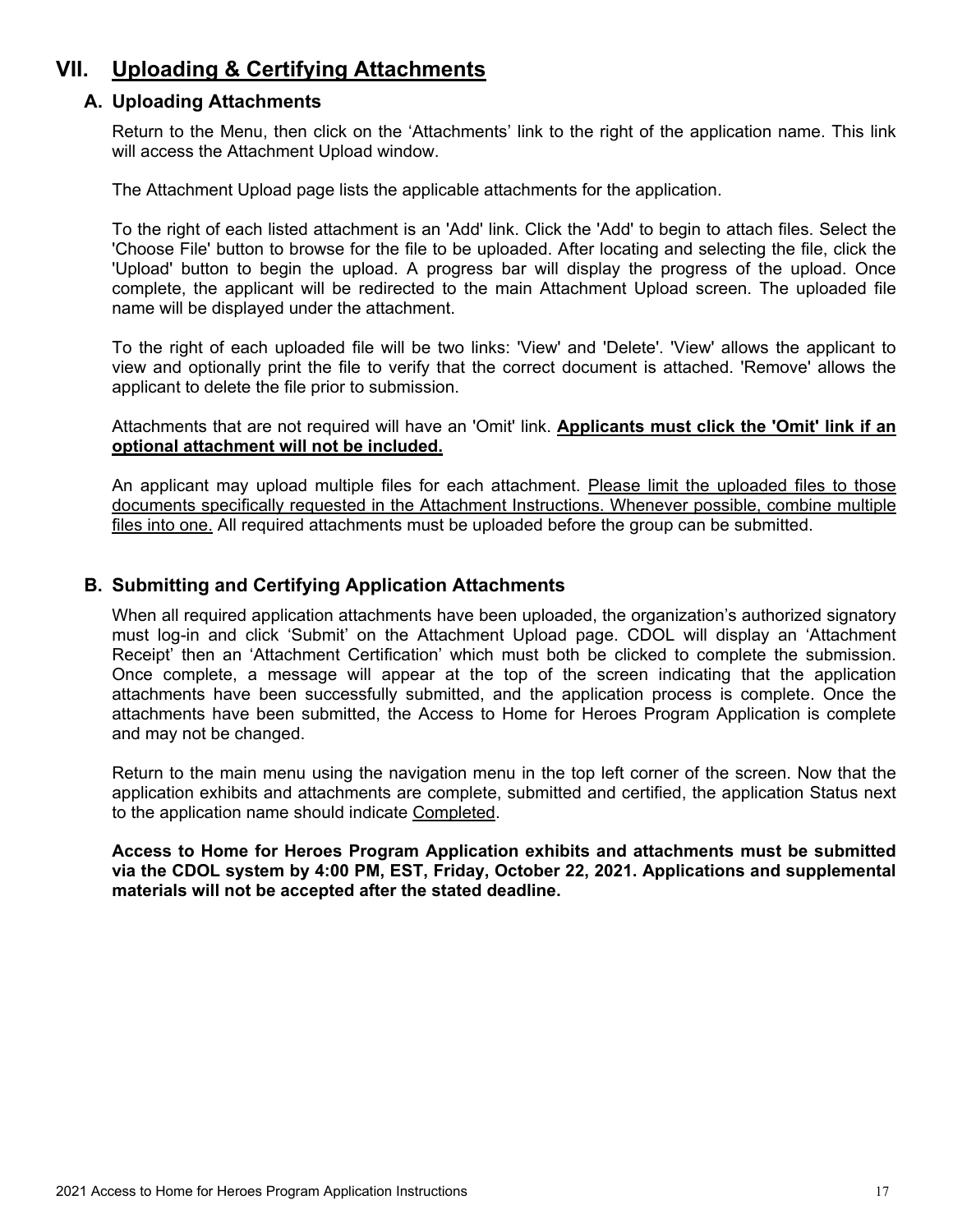# VII. Uploading & Certifying Attachments

## A. Uploading Attachments

Return to the Menu, then click on the 'Attachments' link to the right of the application name. This link will access the Attachment Upload window.

The Attachment Upload page lists the applicable attachments for the application.

To the right of each listed attachment is an 'Add' link. Click the 'Add' to begin to attach files. Select the 'Choose File' button to browse for the file to be uploaded. After locating and selecting the file, click the 'Upload' button to begin the upload. A progress bar will display the progress of the upload. Once complete, the applicant will be redirected to the main Attachment Upload screen. The uploaded file name will be displayed under the attachment.

To the right of each uploaded file will be two links: 'View' and 'Delete'. 'View' allows the applicant to view and optionally print the file to verify that the correct document is attached. 'Remove' allows the applicant to delete the file prior to submission.

Attachments that are not required will have an 'Omit' link. **Applicants must click the 'Omit' link if an optional attachment will not be included.**

An applicant may upload multiple files for each attachment. Please limit the uploaded files to those documents specifically requested in the Attachment Instructions. Whenever possible, combine multiple files into one. All required attachments must be uploaded before the group can be submitted.

## B. Submitting and Certifying Application Attachments

When all required application attachments have been uploaded, the organization's authorized signatory must log-in and click 'Submit' on the Attachment Upload page. CDOL will display an 'Attachment Receipt' then an 'Attachment Certification' which must both be clicked to complete the submission. Once complete, a message will appear at the top of the screen indicating that the application attachments have been successfully submitted, and the application process is complete. Once the attachments have been submitted, the Access to Home for Heroes Program Application is complete and may not be changed.

Return to the main menu using the navigation menu in the top left corner of the screen. Now that the application exhibits and attachments are complete, submitted and certified, the application Status next to the application name should indicate Completed.

**Access to Home for Heroes Program Application exhibits and attachments must be submitted via the CDOL system by 4:00 PM, EST, Friday, October 22, 2021. Applications and supplemental materials will not be accepted after the stated deadline.**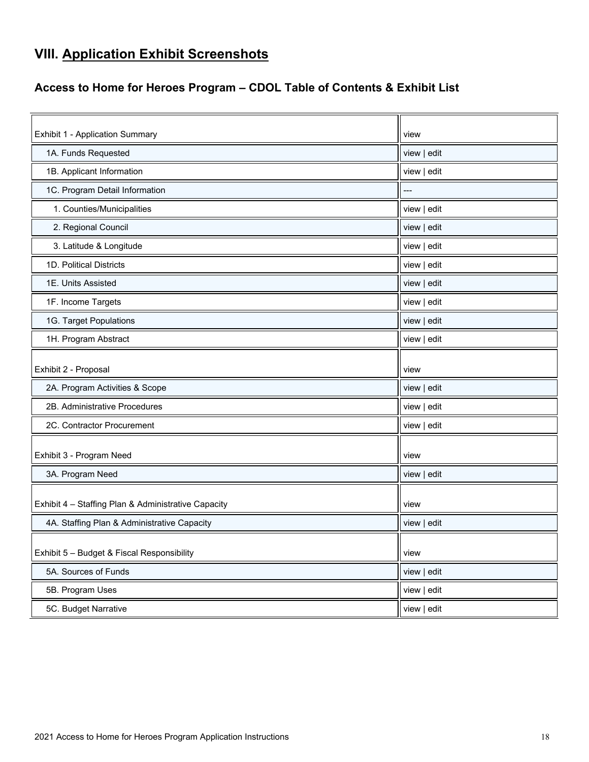## VIII. Application Exhibit Screenshots

### Access to Home for Heroes Program – CDOL Table of Contents & Exhibit List

| | |
|---|---|
| Exhibit 1 - Application Summary | view |
| 1A. Funds Requested | view \| edit |
| 1B. Applicant Information | view \| edit |
| 1C. Program Detail Information | --- |
| 1. Counties/Municipalities | view \| edit |
| 2. Regional Council | view \| edit |
| 3. Latitude & Longitude | view \| edit |
| 1D. Political Districts | view \| edit |
| 1E. Units Assisted | view \| edit |
| 1F. Income Targets | view \| edit |
| 1G. Target Populations | view \| edit |
| 1H. Program Abstract | view \| edit |
| Exhibit 2 - Proposal | view |
| 2A. Program Activities & Scope | view \| edit |
| 2B. Administrative Procedures | view \| edit |
| 2C. Contractor Procurement | view \| edit |
| Exhibit 3 - Program Need | view |
| 3A. Program Need | view \| edit |
| Exhibit 4 – Staffing Plan & Administrative Capacity | view |
| 4A. Staffing Plan & Administrative Capacity | view \| edit |
| Exhibit 5 – Budget & Fiscal Responsibility | view |
| 5A. Sources of Funds | view \| edit |
| 5B. Program Uses | view \| edit |
| 5C. Budget Narrative | view \| edit |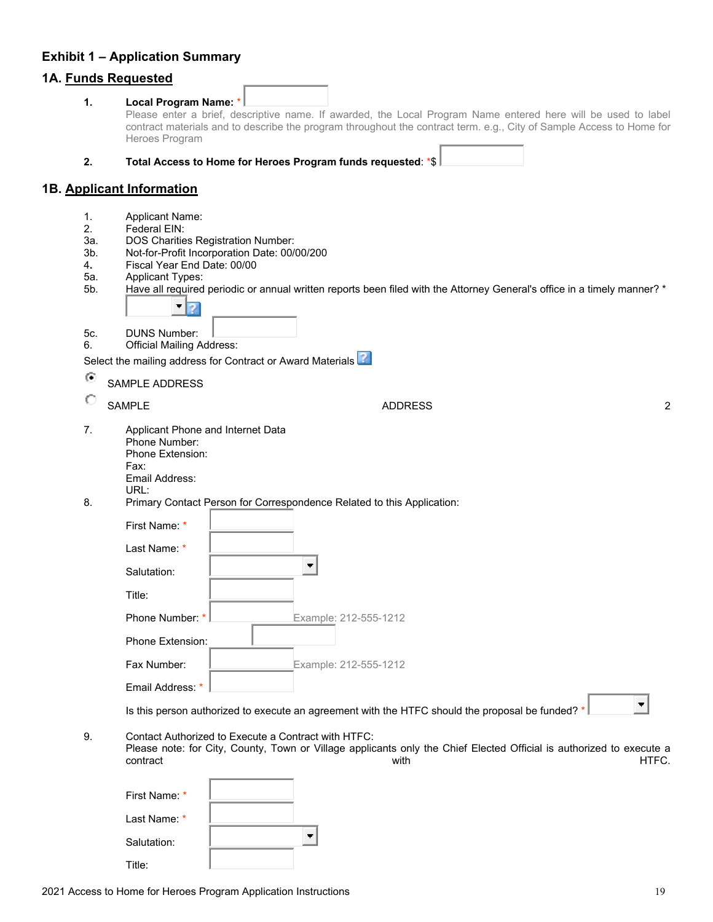## Exhibit 1 – Application Summary

### 1A. Funds Requested

1. **Local Program Name:** *

   Please enter a brief, descriptive name. If awarded, the Local Program Name entered here will be used to label contract materials and to describe the program throughout the contract term. e.g., City of Sample Access to Home for Heroes Program

2. **Total Access to Home for Heroes Program funds requested**: *$

### 1B. Applicant Information

1. Applicant Name:
2. Federal EIN:
3. 3a. DOS Charities Registration Number:
   3b. Not-for-Profit Incorporation Date: 00/00/200
4. Fiscal Year End Date: 00/00
5. 5a. Applicant Types:
   5b. Have all required periodic or annual written reports been filed with the Attorney General's office in a timely manner? *
   5c. DUNS Number:
6. Official Mailing Address:

Select the mailing address for Contract or Award Materials

- SAMPLE ADDRESS
- SAMPLE ADDRESS 2

7. Applicant Phone and Internet Data
   Phone Number:
   Phone Extension:
   Fax:
   Email Address:
   URL:
8. Primary Contact Person for Correspondence Related to this Application:

   First Name: *

   Last Name: *

   Salutation:

   Title:

   Phone Number: * Example: 212-555-1212

   Phone Extension:

   Fax Number: Example: 212-555-1212

   Email Address: *

   Is this person authorized to execute an agreement with the HTFC should the proposal be funded? *

9. Contact Authorized to Execute a Contract with HTFC:
   Please note: for City, County, Town or Village applicants only the Chief Elected Official is authorized to execute a contract with HTFC.

   First Name: *

   Last Name: *

   Salutation:

   Title: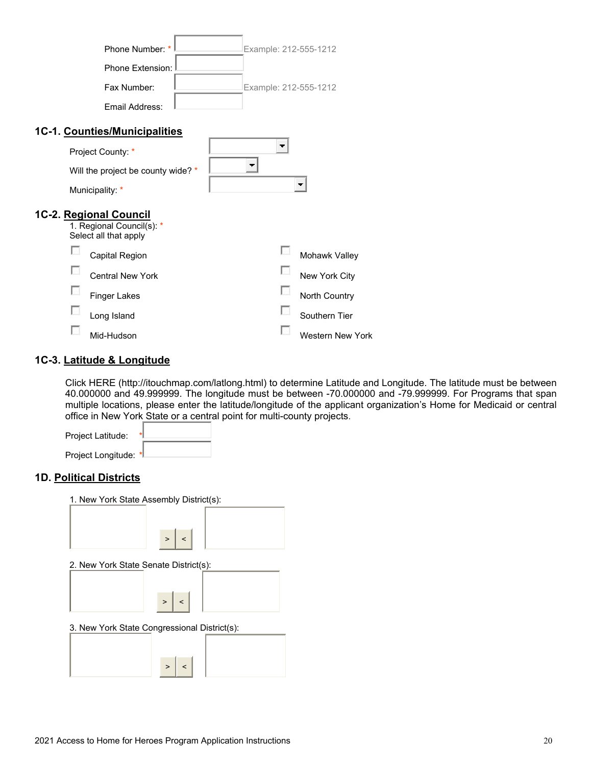Phone Number: *  Example: 212-555-1212

Phone Extension:

Fax Number:  Example: 212-555-1212

Email Address:

## 1C-1. Counties/Municipalities

Project County: *

Will the project be county wide? *

Municipality: *

## 1C-2. Regional Council

1. Regional Council(s): *
Select all that apply

- Capital Region
- Central New York
- Finger Lakes
- Long Island
- Mid-Hudson
- Mohawk Valley
- New York City
- North Country
- Southern Tier
- Western New York

## 1C-3. Latitude & Longitude

Click HERE (http://itouchmap.com/latlong.html) to determine Latitude and Longitude. The latitude must be between 40.000000 and 49.999999. The longitude must be between -70.000000 and -79.999999. For Programs that span multiple locations, please enter the latitude/longitude of the applicant organization's Home for Medicaid or central office in New York State or a central point for multi-county projects.

Project Latitude: *

Project Longitude: *

## 1D. Political Districts

1. New York State Assembly District(s):

2. New York State Senate District(s):

3. New York State Congressional District(s):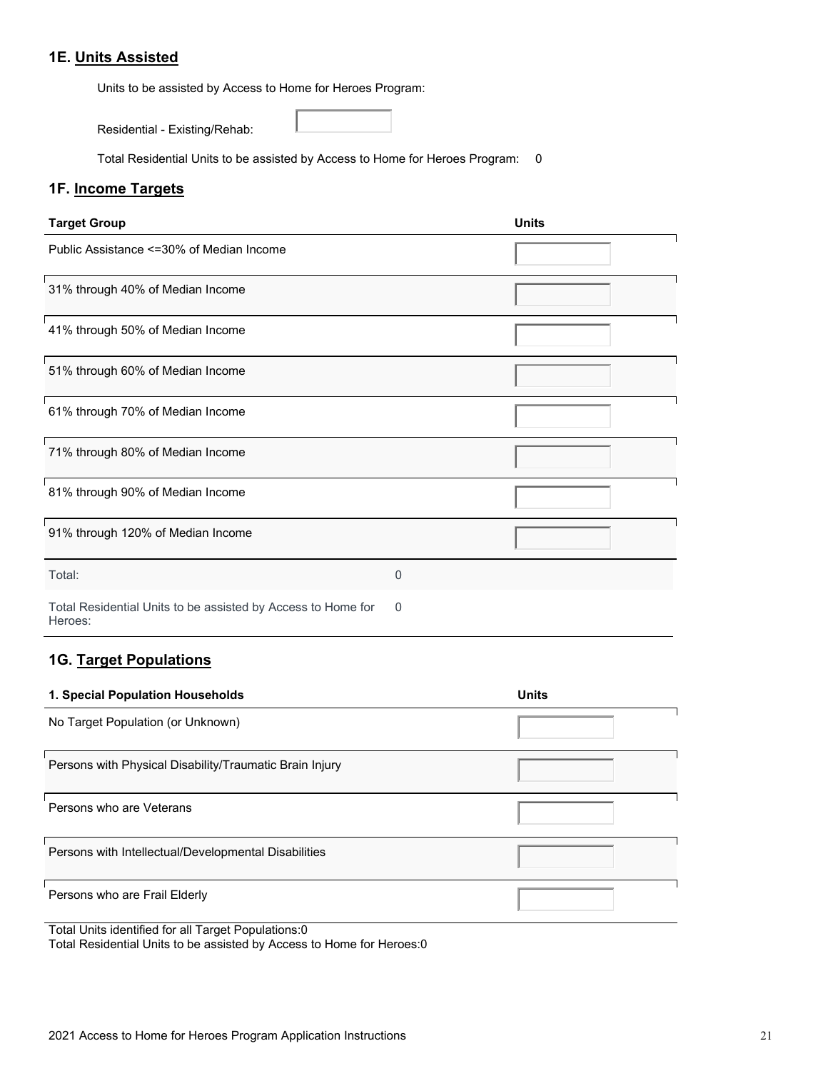## 1E. Units Assisted

Units to be assisted by Access to Home for Heroes Program:

Residential - Existing/Rehab:

Total Residential Units to be assisted by Access to Home for Heroes Program: 0

## 1F. Income Targets

| Target Group | | Units |
|---|---|---|
| Public Assistance <=30% of Median Income | | |
| 31% through 40% of Median Income | | |
| 41% through 50% of Median Income | | |
| 51% through 60% of Median Income | | |
| 61% through 70% of Median Income | | |
| 71% through 80% of Median Income | | |
| 81% through 90% of Median Income | | |
| 91% through 120% of Median Income | | |
| Total: | 0 | |
| Total Residential Units to be assisted by Access to Home for Heroes: | 0 | |

## 1G. Target Populations

| 1. Special Population Households | Units |
|---|---|
| No Target Population (or Unknown) | |
| Persons with Physical Disability/Traumatic Brain Injury | |
| Persons who are Veterans | |
| Persons with Intellectual/Developmental Disabilities | |
| Persons who are Frail Elderly | |

Total Units identified for all Target Populations:0
Total Residential Units to be assisted by Access to Home for Heroes:0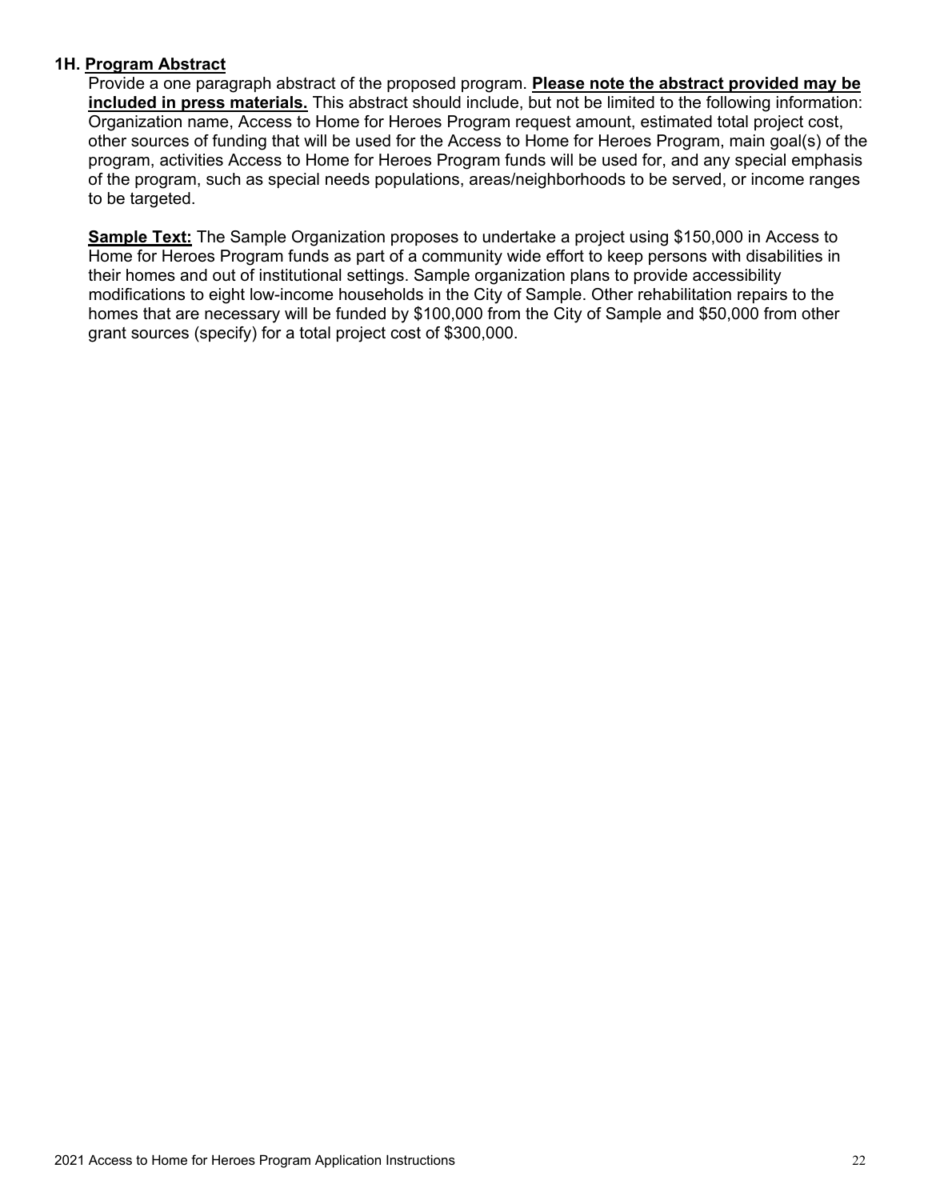### 1H. Program Abstract

Provide a one paragraph abstract of the proposed program. **Please note the abstract provided may be included in press materials.** This abstract should include, but not be limited to the following information: Organization name, Access to Home for Heroes Program request amount, estimated total project cost, other sources of funding that will be used for the Access to Home for Heroes Program, main goal(s) of the program, activities Access to Home for Heroes Program funds will be used for, and any special emphasis of the program, such as special needs populations, areas/neighborhoods to be served, or income ranges to be targeted.

**Sample Text:** The Sample Organization proposes to undertake a project using $150,000 in Access to Home for Heroes Program funds as part of a community wide effort to keep persons with disabilities in their homes and out of institutional settings. Sample organization plans to provide accessibility modifications to eight low-income households in the City of Sample. Other rehabilitation repairs to the homes that are necessary will be funded by $100,000 from the City of Sample and $50,000 from other grant sources (specify) for a total project cost of $300,000.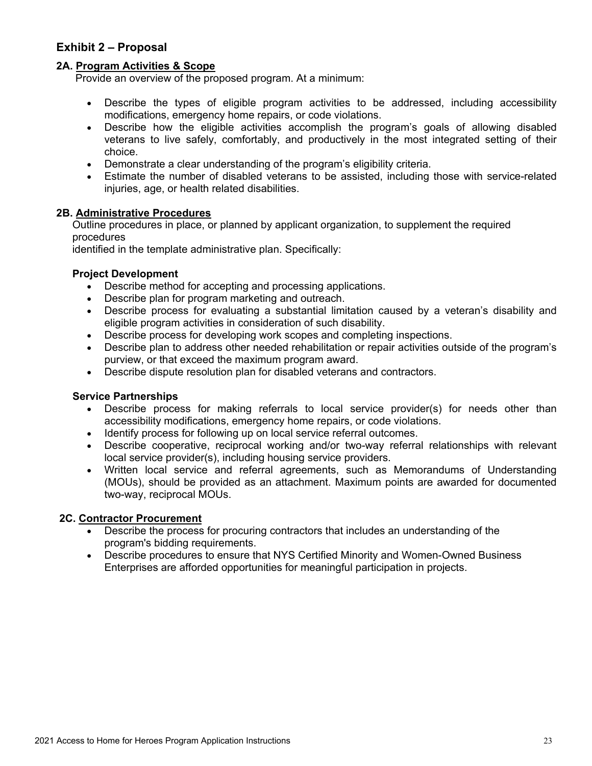## Exhibit 2 – Proposal

### 2A. Program Activities & Scope

Provide an overview of the proposed program. At a minimum:

- Describe the types of eligible program activities to be addressed, including accessibility modifications, emergency home repairs, or code violations.
- Describe how the eligible activities accomplish the program's goals of allowing disabled veterans to live safely, comfortably, and productively in the most integrated setting of their choice.
- Demonstrate a clear understanding of the program's eligibility criteria.
- Estimate the number of disabled veterans to be assisted, including those with service-related injuries, age, or health related disabilities.

### 2B. Administrative Procedures

Outline procedures in place, or planned by applicant organization, to supplement the required procedures identified in the template administrative plan. Specifically:

**Project Development**

- Describe method for accepting and processing applications.
- Describe plan for program marketing and outreach.
- Describe process for evaluating a substantial limitation caused by a veteran's disability and eligible program activities in consideration of such disability.
- Describe process for developing work scopes and completing inspections.
- Describe plan to address other needed rehabilitation or repair activities outside of the program's purview, or that exceed the maximum program award.
- Describe dispute resolution plan for disabled veterans and contractors.

**Service Partnerships**

- Describe process for making referrals to local service provider(s) for needs other than accessibility modifications, emergency home repairs, or code violations.
- Identify process for following up on local service referral outcomes.
- Describe cooperative, reciprocal working and/or two-way referral relationships with relevant local service provider(s), including housing service providers.
- Written local service and referral agreements, such as Memorandums of Understanding (MOUs), should be provided as an attachment. Maximum points are awarded for documented two-way, reciprocal MOUs.

### 2C. Contractor Procurement

- Describe the process for procuring contractors that includes an understanding of the program's bidding requirements.
- Describe procedures to ensure that NYS Certified Minority and Women-Owned Business Enterprises are afforded opportunities for meaningful participation in projects.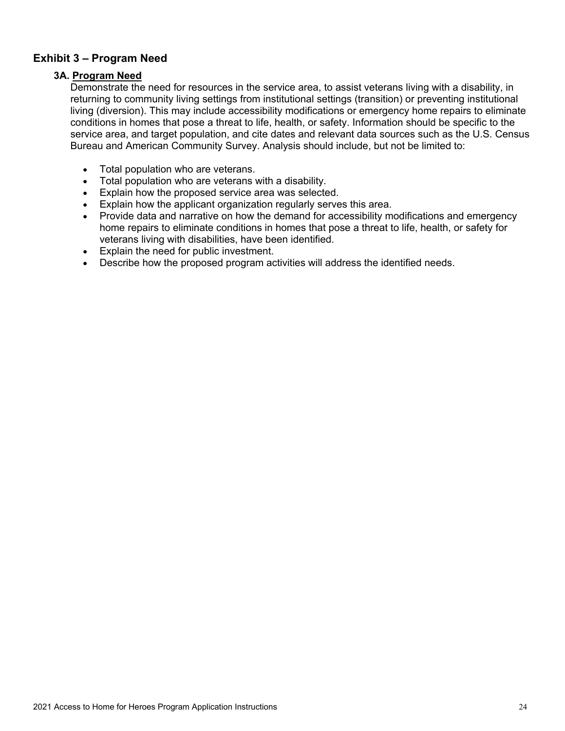## Exhibit 3 – Program Need

### 3A. <u>Program Need</u>

Demonstrate the need for resources in the service area, to assist veterans living with a disability, in returning to community living settings from institutional settings (transition) or preventing institutional living (diversion). This may include accessibility modifications or emergency home repairs to eliminate conditions in homes that pose a threat to life, health, or safety. Information should be specific to the service area, and target population, and cite dates and relevant data sources such as the U.S. Census Bureau and American Community Survey. Analysis should include, but not be limited to:

- Total population who are veterans.
- Total population who are veterans with a disability.
- Explain how the proposed service area was selected.
- Explain how the applicant organization regularly serves this area.
- Provide data and narrative on how the demand for accessibility modifications and emergency home repairs to eliminate conditions in homes that pose a threat to life, health, or safety for veterans living with disabilities, have been identified.
- Explain the need for public investment.
- Describe how the proposed program activities will address the identified needs.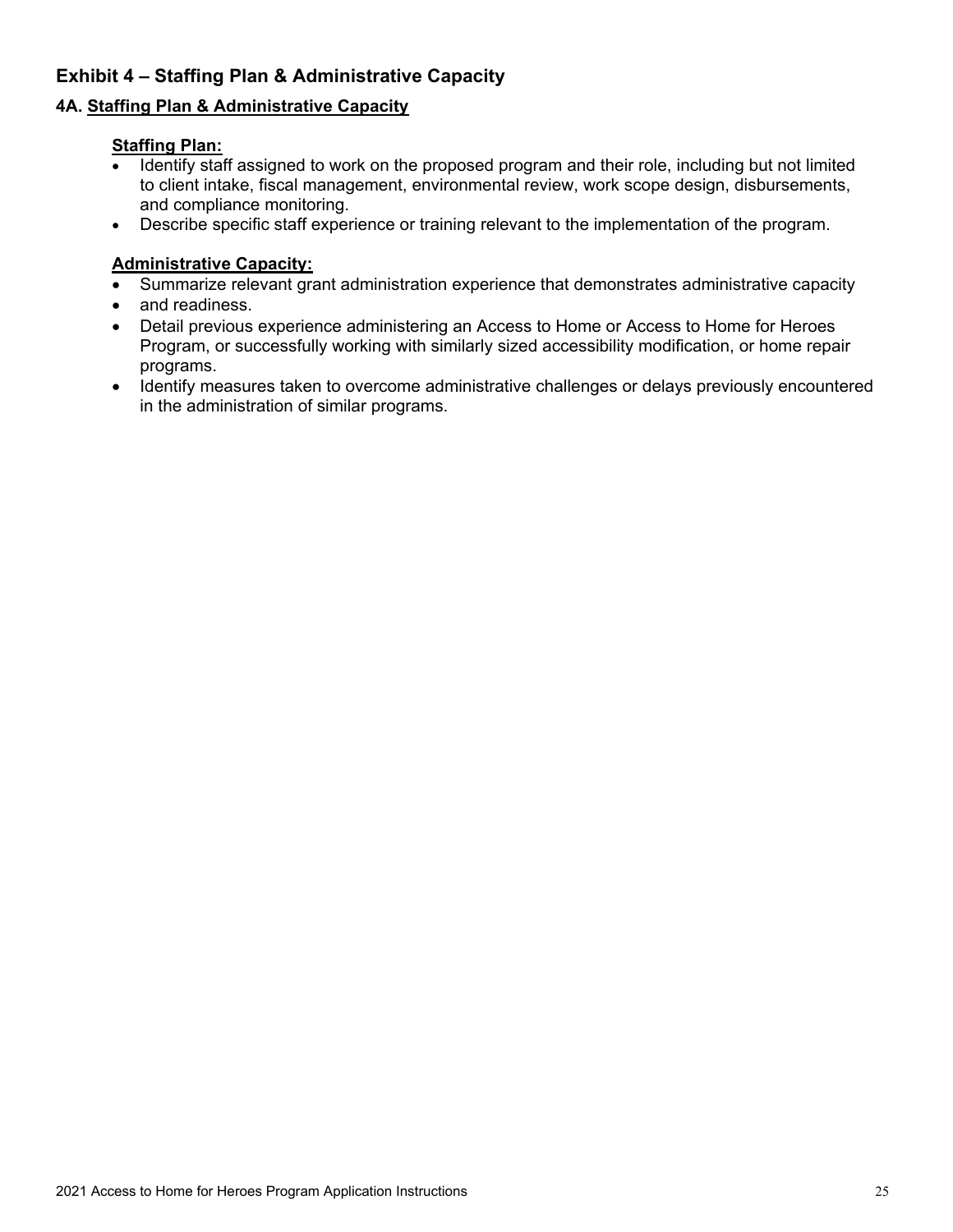## Exhibit 4 – Staffing Plan & Administrative Capacity

### 4A. <u>Staffing Plan & Administrative Capacity</u>

**<u>Staffing Plan:</u>**

- Identify staff assigned to work on the proposed program and their role, including but not limited to client intake, fiscal management, environmental review, work scope design, disbursements, and compliance monitoring.
- Describe specific staff experience or training relevant to the implementation of the program.

**<u>Administrative Capacity:</u>**

- Summarize relevant grant administration experience that demonstrates administrative capacity
- and readiness.
- Detail previous experience administering an Access to Home or Access to Home for Heroes Program, or successfully working with similarly sized accessibility modification, or home repair programs.
- Identify measures taken to overcome administrative challenges or delays previously encountered in the administration of similar programs.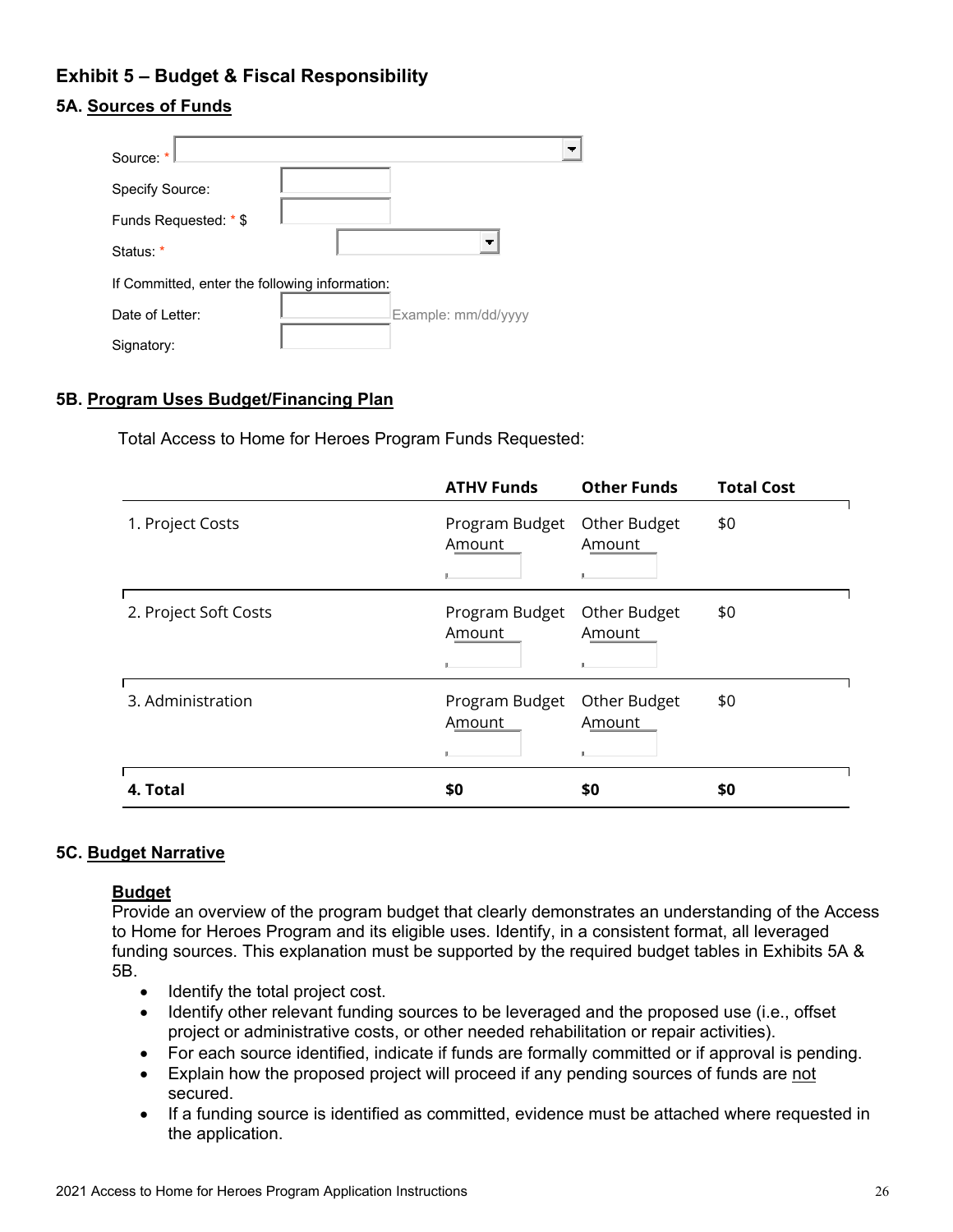## Exhibit 5 – Budget & Fiscal Responsibility

### 5A. Sources of Funds

Source: *

Specify Source:

Funds Requested: * $

Status: *

If Committed, enter the following information:

Date of Letter: Example: mm/dd/yyyy

Signatory:

### 5B. Program Uses Budget/Financing Plan

Total Access to Home for Heroes Program Funds Requested:

| | ATHV Funds | Other Funds | Total Cost |
|---|---|---|---|
| 1. Project Costs | Program Budget Amount | Other Budget Amount | $0 |
| 2. Project Soft Costs | Program Budget Amount | Other Budget Amount | $0 |
| 3. Administration | Program Budget Amount | Other Budget Amount | $0 |
| **4. Total** | **$0** | **$0** | **$0** |

### 5C. Budget Narrative

**Budget**

Provide an overview of the program budget that clearly demonstrates an understanding of the Access to Home for Heroes Program and its eligible uses. Identify, in a consistent format, all leveraged funding sources. This explanation must be supported by the required budget tables in Exhibits 5A & 5B.

- Identify the total project cost.
- Identify other relevant funding sources to be leveraged and the proposed use (i.e., offset project or administrative costs, or other needed rehabilitation or repair activities).
- For each source identified, indicate if funds are formally committed or if approval is pending.
- Explain how the proposed project will proceed if any pending sources of funds are not secured.
- If a funding source is identified as committed, evidence must be attached where requested in the application.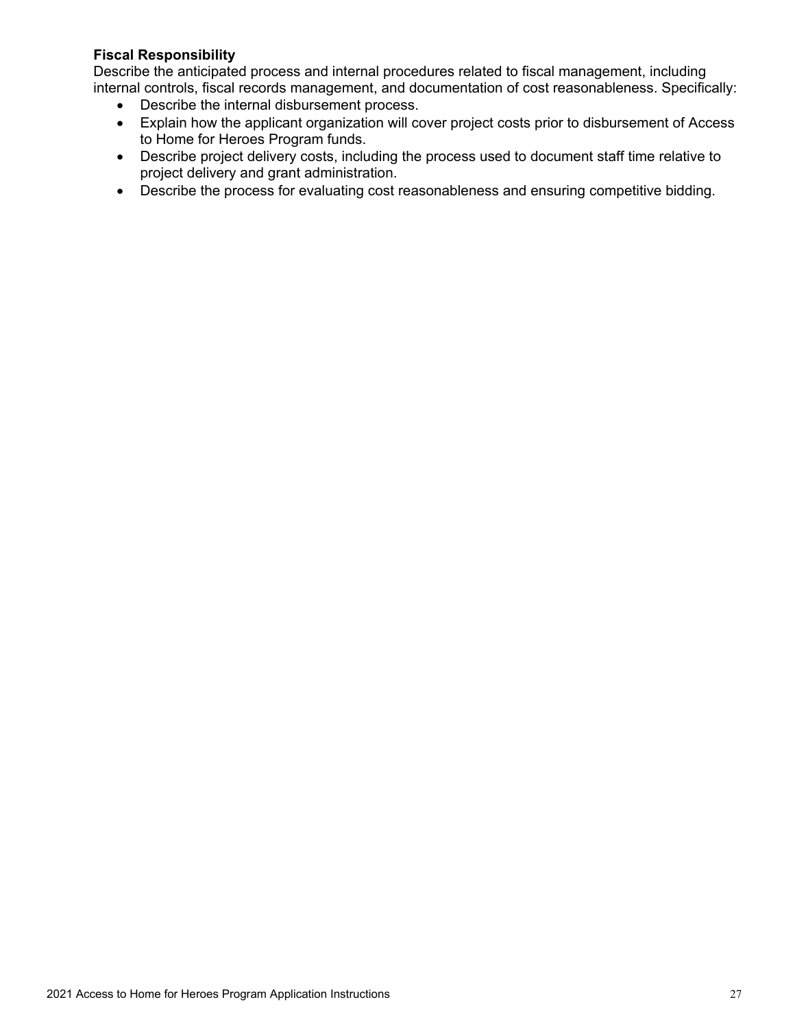**Fiscal Responsibility**

Describe the anticipated process and internal procedures related to fiscal management, including internal controls, fiscal records management, and documentation of cost reasonableness. Specifically:

- Describe the internal disbursement process.
- Explain how the applicant organization will cover project costs prior to disbursement of Access to Home for Heroes Program funds.
- Describe project delivery costs, including the process used to document staff time relative to project delivery and grant administration.
- Describe the process for evaluating cost reasonableness and ensuring competitive bidding.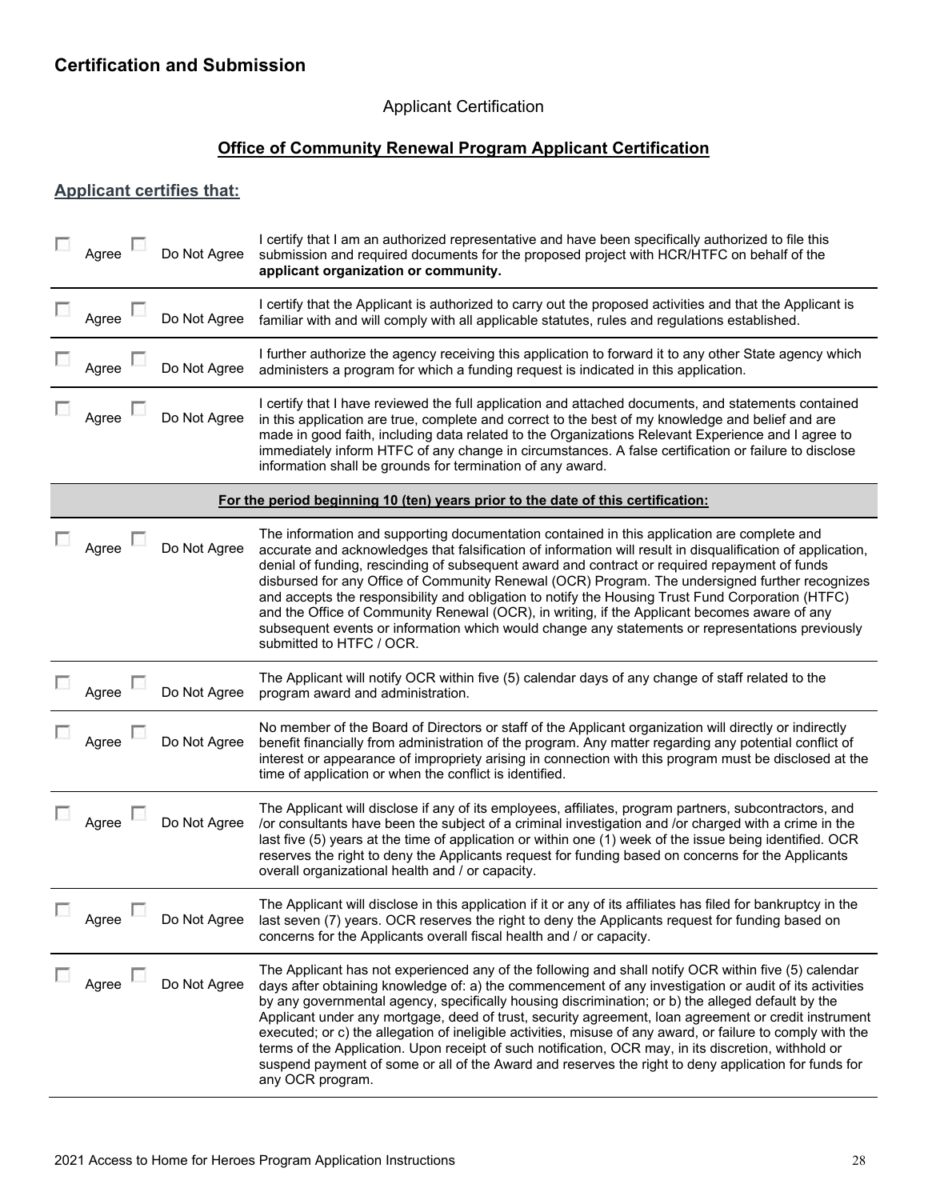## Certification and Submission

Applicant Certification

**Office of Community Renewal Program Applicant Certification**

### Applicant certifies that:

| | |
|---|---|
| ☐ Agree ☐ Do Not Agree | I certify that I am an authorized representative and have been specifically authorized to file this submission and required documents for the proposed project with HCR/HTFC on behalf of the **applicant organization or community.** |
| ☐ Agree ☐ Do Not Agree | I certify that the Applicant is authorized to carry out the proposed activities and that the Applicant is familiar with and will comply with all applicable statutes, rules and regulations established. |
| ☐ Agree ☐ Do Not Agree | I further authorize the agency receiving this application to forward it to any other State agency which administers a program for which a funding request is indicated in this application. |
| ☐ Agree ☐ Do Not Agree | I certify that I have reviewed the full application and attached documents, and statements contained in this application are true, complete and correct to the best of my knowledge and belief and are made in good faith, including data related to the Organizations Relevant Experience and I agree to immediately inform HTFC of any change in circumstances. A false certification or failure to disclose information shall be grounds for termination of any award. |
| **For the period beginning 10 (ten) years prior to the date of this certification:** | |
| ☐ Agree ☐ Do Not Agree | The information and supporting documentation contained in this application are complete and accurate and acknowledges that falsification of information will result in disqualification of application, denial of funding, rescinding of subsequent award and contract or required repayment of funds disbursed for any Office of Community Renewal (OCR) Program. The undersigned further recognizes and accepts the responsibility and obligation to notify the Housing Trust Fund Corporation (HTFC) and the Office of Community Renewal (OCR), in writing, if the Applicant becomes aware of any subsequent events or information which would change any statements or representations previously submitted to HTFC / OCR. |
| ☐ Agree ☐ Do Not Agree | The Applicant will notify OCR within five (5) calendar days of any change of staff related to the program award and administration. |
| ☐ Agree ☐ Do Not Agree | No member of the Board of Directors or staff of the Applicant organization will directly or indirectly benefit financially from administration of the program. Any matter regarding any potential conflict of interest or appearance of impropriety arising in connection with this program must be disclosed at the time of application or when the conflict is identified. |
| ☐ Agree ☐ Do Not Agree | The Applicant will disclose if any of its employees, affiliates, program partners, subcontractors, and /or consultants have been the subject of a criminal investigation and /or charged with a crime in the last five (5) years at the time of application or within one (1) week of the issue being identified. OCR reserves the right to deny the Applicants request for funding based on concerns for the Applicants overall organizational health and / or capacity. |
| ☐ Agree ☐ Do Not Agree | The Applicant will disclose in this application if it or any of its affiliates has filed for bankruptcy in the last seven (7) years. OCR reserves the right to deny the Applicants request for funding based on concerns for the Applicants overall fiscal health and / or capacity. |
| ☐ Agree ☐ Do Not Agree | The Applicant has not experienced any of the following and shall notify OCR within five (5) calendar days after obtaining knowledge of: a) the commencement of any investigation or audit of its activities by any governmental agency, specifically housing discrimination; or b) the alleged default by the Applicant under any mortgage, deed of trust, security agreement, loan agreement or credit instrument executed; or c) the allegation of ineligible activities, misuse of any award, or failure to comply with the terms of the Application. Upon receipt of such notification, OCR may, in its discretion, withhold or suspend payment of some or all of the Award and reserves the right to deny application for funds for any OCR program. |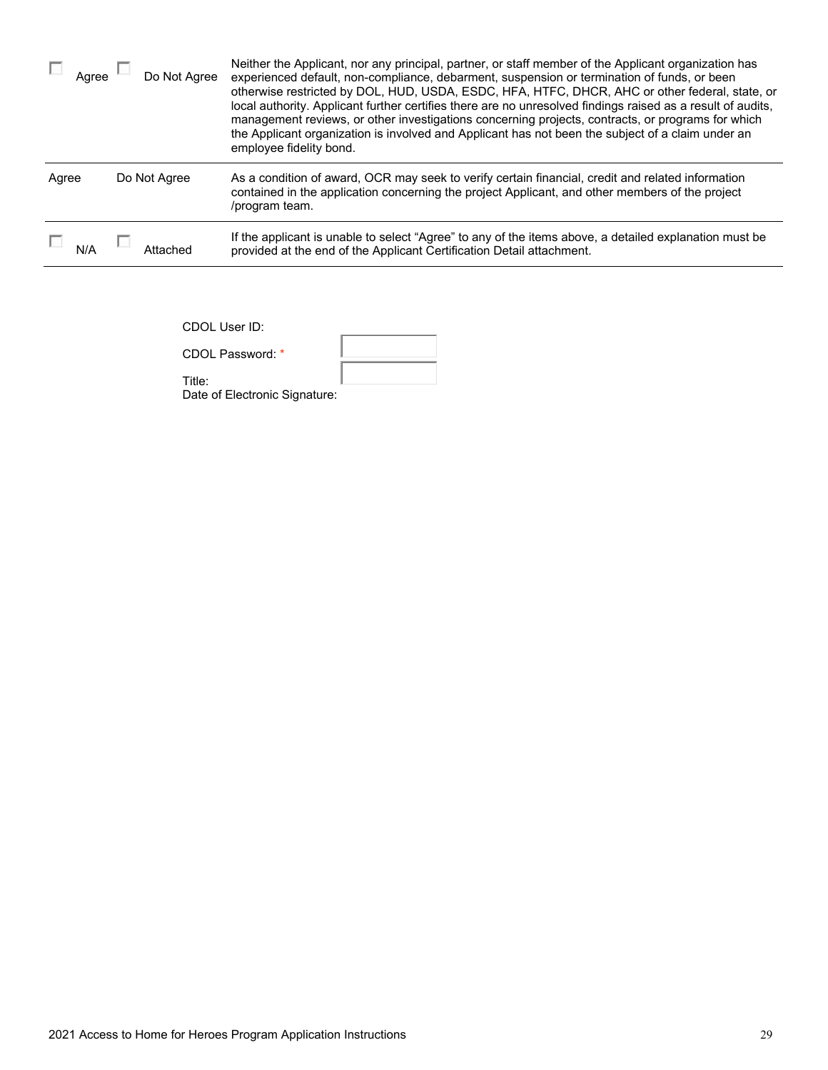| | | |
|---|---|---|
| ☐ Agree | ☐ Do Not Agree | Neither the Applicant, nor any principal, partner, or staff member of the Applicant organization has experienced default, non-compliance, debarment, suspension or termination of funds, or been otherwise restricted by DOL, HUD, USDA, ESDC, HFA, HTFC, DHCR, AHC or other federal, state, or local authority. Applicant further certifies there are no unresolved findings raised as a result of audits, management reviews, or other investigations concerning projects, contracts, or programs for which the Applicant organization is involved and Applicant has not been the subject of a claim under an employee fidelity bond. |
| Agree | Do Not Agree | As a condition of award, OCR may seek to verify certain financial, credit and related information contained in the application concerning the project Applicant, and other members of the project /program team. |
| ☐ N/A | ☐ Attached | If the applicant is unable to select "Agree" to any of the items above, a detailed explanation must be provided at the end of the Applicant Certification Detail attachment. |

CDOL User ID:

CDOL Password: *

Title:

Date of Electronic Signature: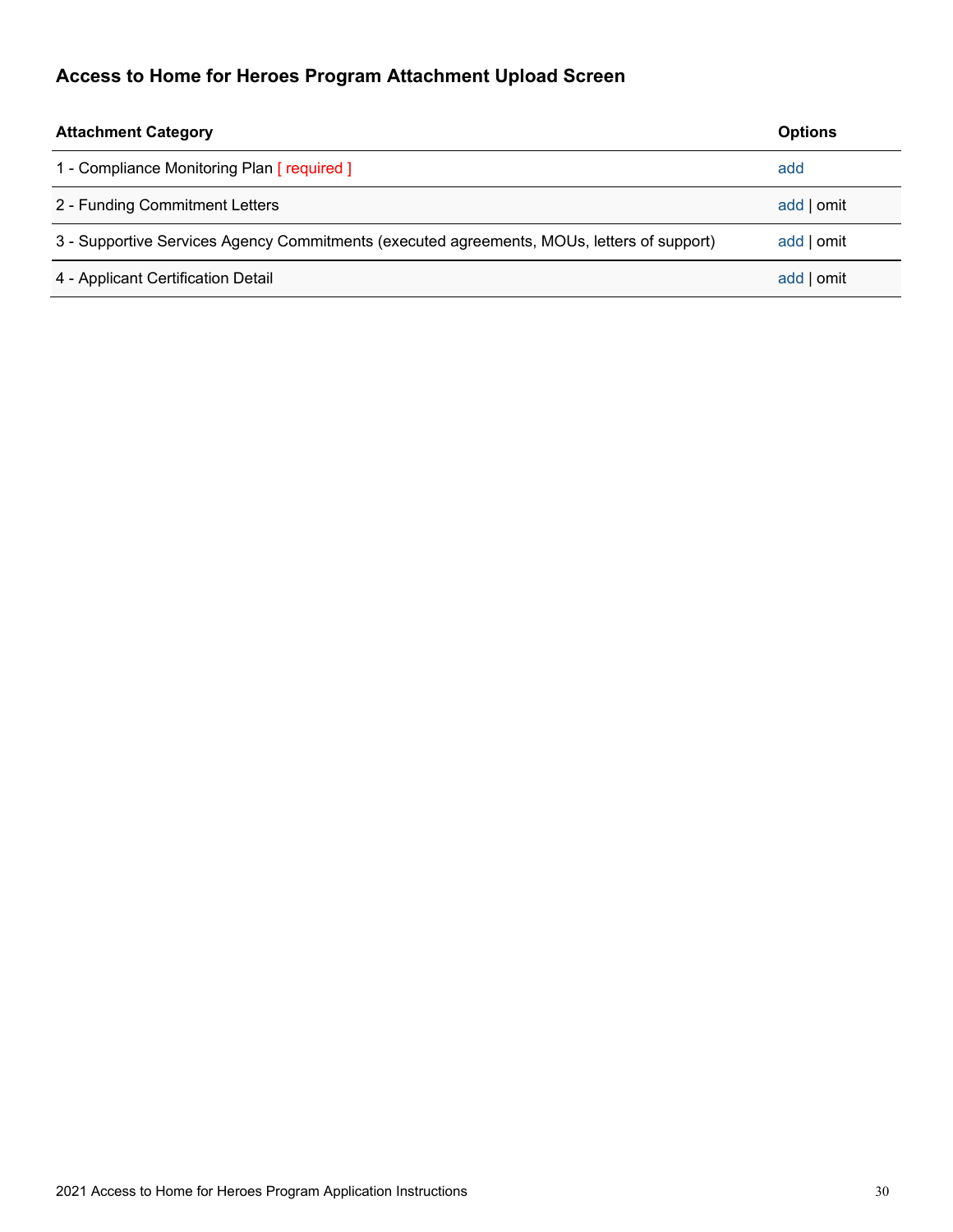## Access to Home for Heroes Program Attachment Upload Screen

| Attachment Category | Options |
|---|---|
| 1 - Compliance Monitoring Plan [ required ] | add |
| 2 - Funding Commitment Letters | add \| omit |
| 3 - Supportive Services Agency Commitments (executed agreements, MOUs, letters of support) | add \| omit |
| 4 - Applicant Certification Detail | add \| omit |